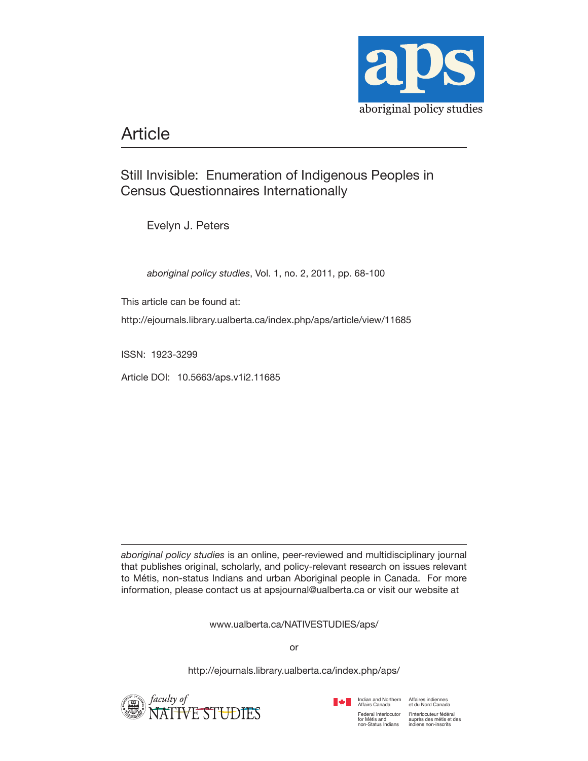aps

aboriginal policy studies

# Article

## Still Invisible: Enumeration of Indigenous Peoples in Census Questionnaires Internationally

Evelyn J. Peters

*aboriginal policy studies*, Vol. 1, no. 2, 2011, pp. 68-100

This article can be found at:

http://ejournals.library.ualberta.ca/index.php/aps/article/view/11685

ISSN: 1923-3299

Article DOI: 10.5663/aps.v1i2.11685

---

*aboriginal policy studies* is an online, peer-reviewed and multidisciplinary journal that publishes original, scholarly, and policy-relevant research on issues relevant to Métis, non-status Indians and urban Aboriginal people in Canada. For more information, please contact us at apsjournal@ualberta.ca or visit our website at

www.ualberta.ca/NATIVESTUDIES/aps/

or

http://ejournals.library.ualberta.ca/index.php/aps/

faculty of NATIVE STUDIES

Indian and Northern Affairs Canada | Affaires indiennes et du Nord Canada

Federal Interlocutor for Métis and non-Status Indians | l'Interlocuteur fédéral auprès des métis et des indiens non-inscrits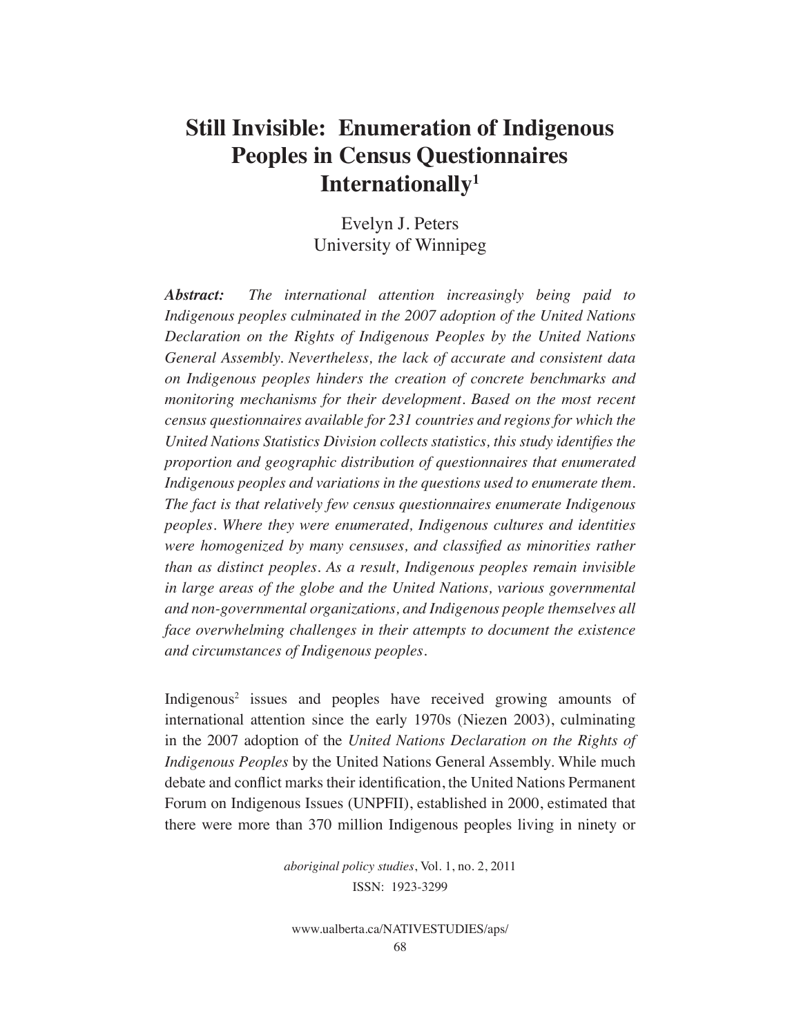# Still Invisible: Enumeration of Indigenous Peoples in Census Questionnaires Internationally[1]

Evelyn J. Peters
University of Winnipeg

***Abstract:*** *The international attention increasingly being paid to Indigenous peoples culminated in the 2007 adoption of the United Nations Declaration on the Rights of Indigenous Peoples by the United Nations General Assembly. Nevertheless, the lack of accurate and consistent data on Indigenous peoples hinders the creation of concrete benchmarks and monitoring mechanisms for their development. Based on the most recent census questionnaires available for 231 countries and regions for which the United Nations Statistics Division collects statistics, this study identifies the proportion and geographic distribution of questionnaires that enumerated Indigenous peoples and variations in the questions used to enumerate them. The fact is that relatively few census questionnaires enumerate Indigenous peoples. Where they were enumerated, Indigenous cultures and identities were homogenized by many censuses, and classified as minorities rather than as distinct peoples. As a result, Indigenous peoples remain invisible in large areas of the globe and the United Nations, various governmental and non-governmental organizations, and Indigenous people themselves all face overwhelming challenges in their attempts to document the existence and circumstances of Indigenous peoples.*

Indigenous[2] issues and peoples have received growing amounts of international attention since the early 1970s (Niezen 2003), culminating in the 2007 adoption of the *United Nations Declaration on the Rights of Indigenous Peoples* by the United Nations General Assembly. While much debate and conflict marks their identification, the United Nations Permanent Forum on Indigenous Issues (UNPFII), established in 2000, estimated that there were more than 370 million Indigenous peoples living in ninety or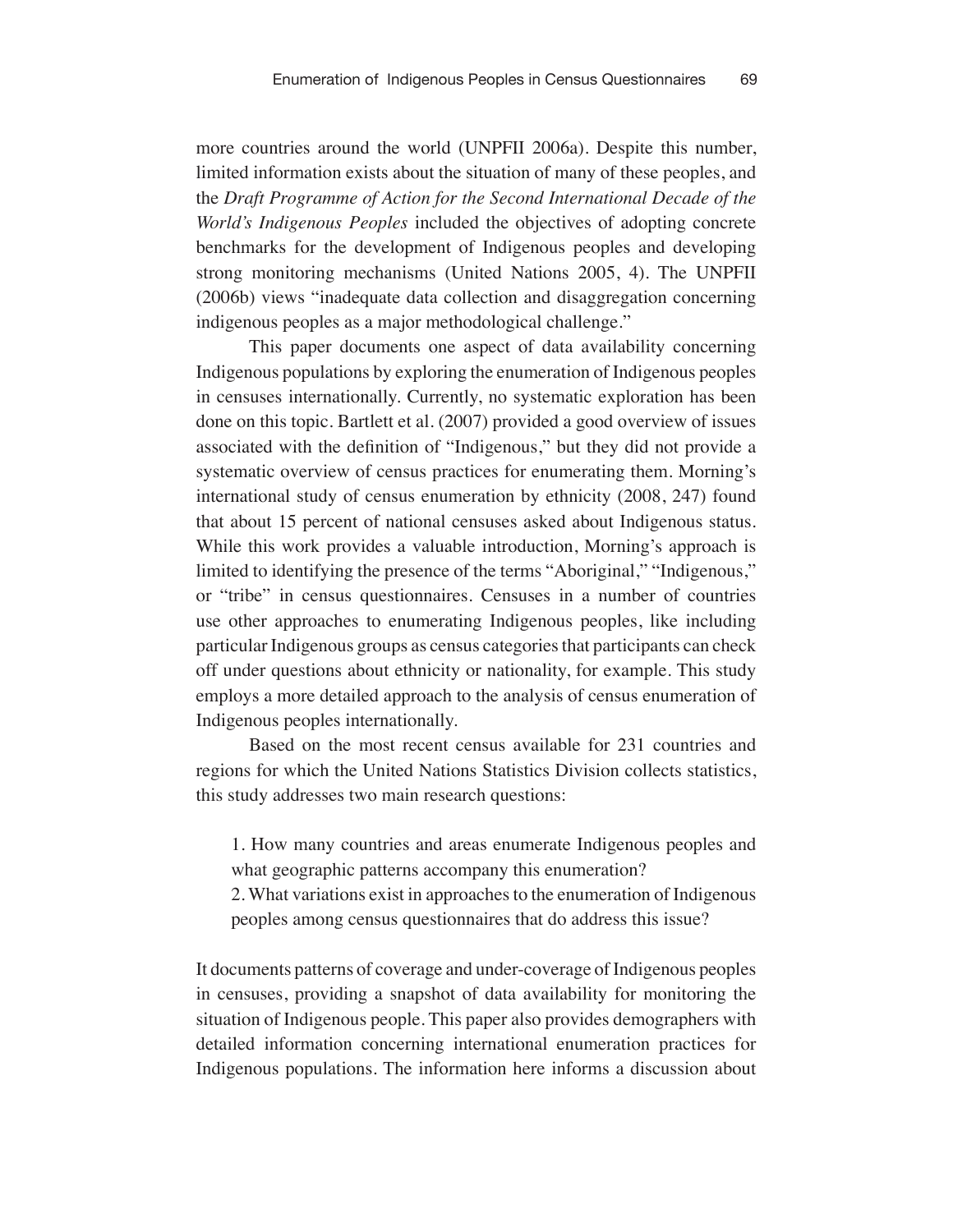more countries around the world (UNPFII 2006a). Despite this number, limited information exists about the situation of many of these peoples, and the *Draft Programme of Action for the Second International Decade of the World's Indigenous Peoples* included the objectives of adopting concrete benchmarks for the development of Indigenous peoples and developing strong monitoring mechanisms (United Nations 2005, 4). The UNPFII (2006b) views "inadequate data collection and disaggregation concerning indigenous peoples as a major methodological challenge."

This paper documents one aspect of data availability concerning Indigenous populations by exploring the enumeration of Indigenous peoples in censuses internationally. Currently, no systematic exploration has been done on this topic. Bartlett et al. (2007) provided a good overview of issues associated with the definition of "Indigenous," but they did not provide a systematic overview of census practices for enumerating them. Morning's international study of census enumeration by ethnicity (2008, 247) found that about 15 percent of national censuses asked about Indigenous status. While this work provides a valuable introduction, Morning's approach is limited to identifying the presence of the terms "Aboriginal," "Indigenous," or "tribe" in census questionnaires. Censuses in a number of countries use other approaches to enumerating Indigenous peoples, like including particular Indigenous groups as census categories that participants can check off under questions about ethnicity or nationality, for example. This study employs a more detailed approach to the analysis of census enumeration of Indigenous peoples internationally.

Based on the most recent census available for 231 countries and regions for which the United Nations Statistics Division collects statistics, this study addresses two main research questions:

1. How many countries and areas enumerate Indigenous peoples and what geographic patterns accompany this enumeration?
2. What variations exist in approaches to the enumeration of Indigenous peoples among census questionnaires that do address this issue?

It documents patterns of coverage and under-coverage of Indigenous peoples in censuses, providing a snapshot of data availability for monitoring the situation of Indigenous people. This paper also provides demographers with detailed information concerning international enumeration practices for Indigenous populations. The information here informs a discussion about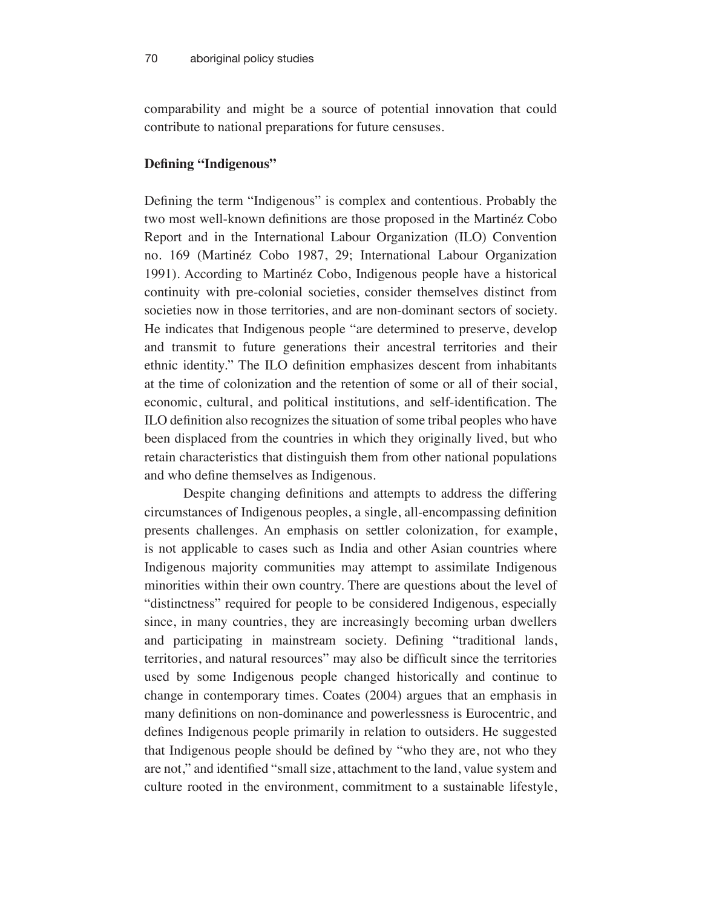comparability and might be a source of potential innovation that could contribute to national preparations for future censuses.

**Defining "Indigenous"**

Defining the term "Indigenous" is complex and contentious. Probably the two most well-known definitions are those proposed in the Martinéz Cobo Report and in the International Labour Organization (ILO) Convention no. 169 (Martinéz Cobo 1987, 29; International Labour Organization 1991). According to Martinéz Cobo, Indigenous people have a historical continuity with pre-colonial societies, consider themselves distinct from societies now in those territories, and are non-dominant sectors of society. He indicates that Indigenous people "are determined to preserve, develop and transmit to future generations their ancestral territories and their ethnic identity." The ILO definition emphasizes descent from inhabitants at the time of colonization and the retention of some or all of their social, economic, cultural, and political institutions, and self-identification. The ILO definition also recognizes the situation of some tribal peoples who have been displaced from the countries in which they originally lived, but who retain characteristics that distinguish them from other national populations and who define themselves as Indigenous.

Despite changing definitions and attempts to address the differing circumstances of Indigenous peoples, a single, all-encompassing definition presents challenges. An emphasis on settler colonization, for example, is not applicable to cases such as India and other Asian countries where Indigenous majority communities may attempt to assimilate Indigenous minorities within their own country. There are questions about the level of "distinctness" required for people to be considered Indigenous, especially since, in many countries, they are increasingly becoming urban dwellers and participating in mainstream society. Defining "traditional lands, territories, and natural resources" may also be difficult since the territories used by some Indigenous people changed historically and continue to change in contemporary times. Coates (2004) argues that an emphasis in many definitions on non-dominance and powerlessness is Eurocentric, and defines Indigenous people primarily in relation to outsiders. He suggested that Indigenous people should be defined by "who they are, not who they are not," and identified "small size, attachment to the land, value system and culture rooted in the environment, commitment to a sustainable lifestyle,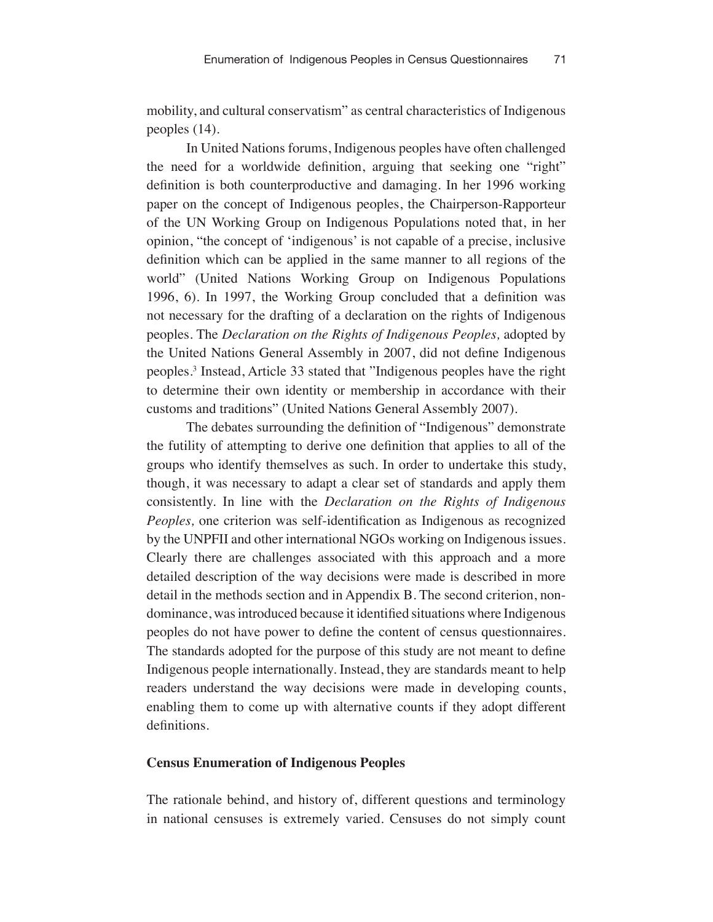mobility, and cultural conservatism" as central characteristics of Indigenous peoples (14).

In United Nations forums, Indigenous peoples have often challenged the need for a worldwide definition, arguing that seeking one "right" definition is both counterproductive and damaging. In her 1996 working paper on the concept of Indigenous peoples, the Chairperson-Rapporteur of the UN Working Group on Indigenous Populations noted that, in her opinion, "the concept of 'indigenous' is not capable of a precise, inclusive definition which can be applied in the same manner to all regions of the world" (United Nations Working Group on Indigenous Populations 1996, 6). In 1997, the Working Group concluded that a definition was not necessary for the drafting of a declaration on the rights of Indigenous peoples. The *Declaration on the Rights of Indigenous Peoples,* adopted by the United Nations General Assembly in 2007, did not define Indigenous peoples.[3] Instead, Article 33 stated that "Indigenous peoples have the right to determine their own identity or membership in accordance with their customs and traditions" (United Nations General Assembly 2007).

The debates surrounding the definition of "Indigenous" demonstrate the futility of attempting to derive one definition that applies to all of the groups who identify themselves as such. In order to undertake this study, though, it was necessary to adapt a clear set of standards and apply them consistently. In line with the *Declaration on the Rights of Indigenous Peoples,* one criterion was self-identification as Indigenous as recognized by the UNPFII and other international NGOs working on Indigenous issues. Clearly there are challenges associated with this approach and a more detailed description of the way decisions were made is described in more detail in the methods section and in Appendix B. The second criterion, non-dominance, was introduced because it identified situations where Indigenous peoples do not have power to define the content of census questionnaires. The standards adopted for the purpose of this study are not meant to define Indigenous people internationally. Instead, they are standards meant to help readers understand the way decisions were made in developing counts, enabling them to come up with alternative counts if they adopt different definitions.

## Census Enumeration of Indigenous Peoples

The rationale behind, and history of, different questions and terminology in national censuses is extremely varied. Censuses do not simply count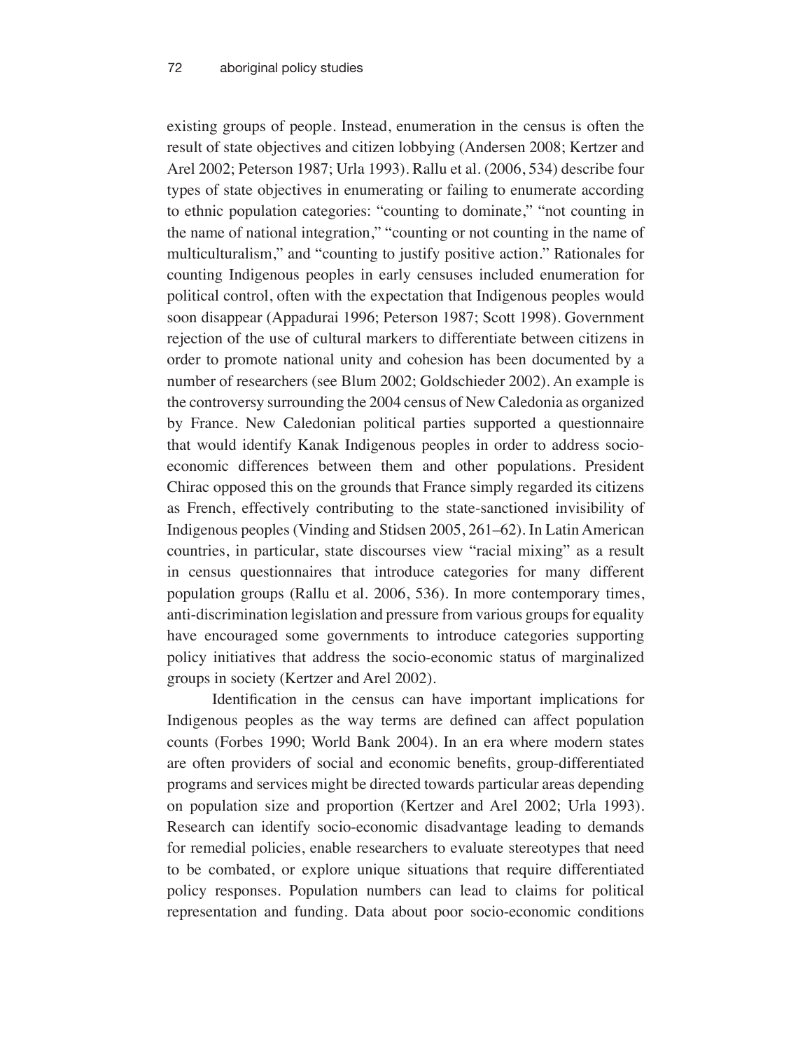existing groups of people. Instead, enumeration in the census is often the result of state objectives and citizen lobbying (Andersen 2008; Kertzer and Arel 2002; Peterson 1987; Urla 1993). Rallu et al. (2006, 534) describe four types of state objectives in enumerating or failing to enumerate according to ethnic population categories: "counting to dominate," "not counting in the name of national integration," "counting or not counting in the name of multiculturalism," and "counting to justify positive action." Rationales for counting Indigenous peoples in early censuses included enumeration for political control, often with the expectation that Indigenous peoples would soon disappear (Appadurai 1996; Peterson 1987; Scott 1998). Government rejection of the use of cultural markers to differentiate between citizens in order to promote national unity and cohesion has been documented by a number of researchers (see Blum 2002; Goldschieder 2002). An example is the controversy surrounding the 2004 census of New Caledonia as organized by France. New Caledonian political parties supported a questionnaire that would identify Kanak Indigenous peoples in order to address socio-economic differences between them and other populations. President Chirac opposed this on the grounds that France simply regarded its citizens as French, effectively contributing to the state-sanctioned invisibility of Indigenous peoples (Vinding and Stidsen 2005, 261–62). In Latin American countries, in particular, state discourses view "racial mixing" as a result in census questionnaires that introduce categories for many different population groups (Rallu et al. 2006, 536). In more contemporary times, anti-discrimination legislation and pressure from various groups for equality have encouraged some governments to introduce categories supporting policy initiatives that address the socio-economic status of marginalized groups in society (Kertzer and Arel 2002).

Identification in the census can have important implications for Indigenous peoples as the way terms are defined can affect population counts (Forbes 1990; World Bank 2004). In an era where modern states are often providers of social and economic benefits, group-differentiated programs and services might be directed towards particular areas depending on population size and proportion (Kertzer and Arel 2002; Urla 1993). Research can identify socio-economic disadvantage leading to demands for remedial policies, enable researchers to evaluate stereotypes that need to be combated, or explore unique situations that require differentiated policy responses. Population numbers can lead to claims for political representation and funding. Data about poor socio-economic conditions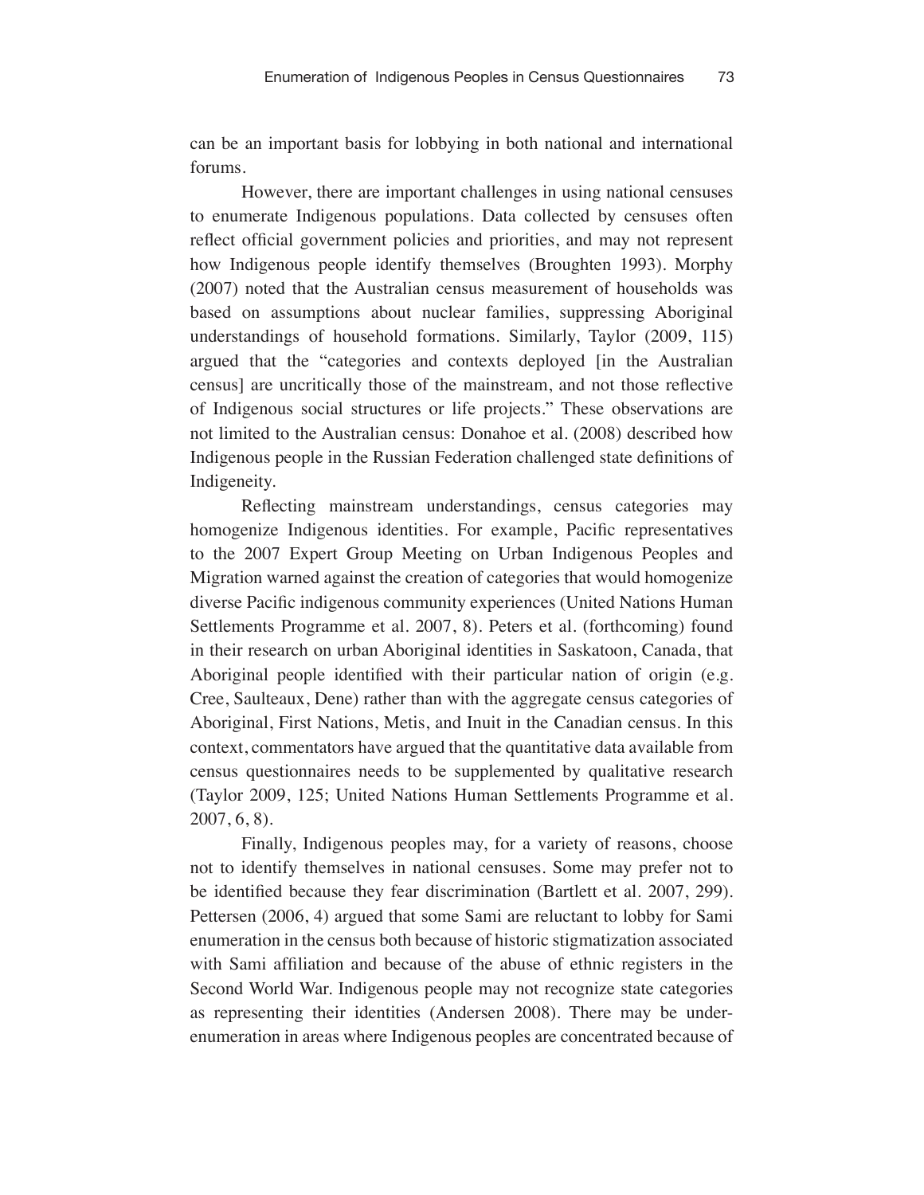can be an important basis for lobbying in both national and international forums.

However, there are important challenges in using national censuses to enumerate Indigenous populations. Data collected by censuses often reflect official government policies and priorities, and may not represent how Indigenous people identify themselves (Broughten 1993). Morphy (2007) noted that the Australian census measurement of households was based on assumptions about nuclear families, suppressing Aboriginal understandings of household formations. Similarly, Taylor (2009, 115) argued that the "categories and contexts deployed [in the Australian census] are uncritically those of the mainstream, and not those reflective of Indigenous social structures or life projects." These observations are not limited to the Australian census: Donahoe et al. (2008) described how Indigenous people in the Russian Federation challenged state definitions of Indigeneity.

Reflecting mainstream understandings, census categories may homogenize Indigenous identities. For example, Pacific representatives to the 2007 Expert Group Meeting on Urban Indigenous Peoples and Migration warned against the creation of categories that would homogenize diverse Pacific indigenous community experiences (United Nations Human Settlements Programme et al. 2007, 8). Peters et al. (forthcoming) found in their research on urban Aboriginal identities in Saskatoon, Canada, that Aboriginal people identified with their particular nation of origin (e.g. Cree, Saulteaux, Dene) rather than with the aggregate census categories of Aboriginal, First Nations, Metis, and Inuit in the Canadian census. In this context, commentators have argued that the quantitative data available from census questionnaires needs to be supplemented by qualitative research (Taylor 2009, 125; United Nations Human Settlements Programme et al. 2007, 6, 8).

Finally, Indigenous peoples may, for a variety of reasons, choose not to identify themselves in national censuses. Some may prefer not to be identified because they fear discrimination (Bartlett et al. 2007, 299). Pettersen (2006, 4) argued that some Sami are reluctant to lobby for Sami enumeration in the census both because of historic stigmatization associated with Sami affiliation and because of the abuse of ethnic registers in the Second World War. Indigenous people may not recognize state categories as representing their identities (Andersen 2008). There may be under-enumeration in areas where Indigenous peoples are concentrated because of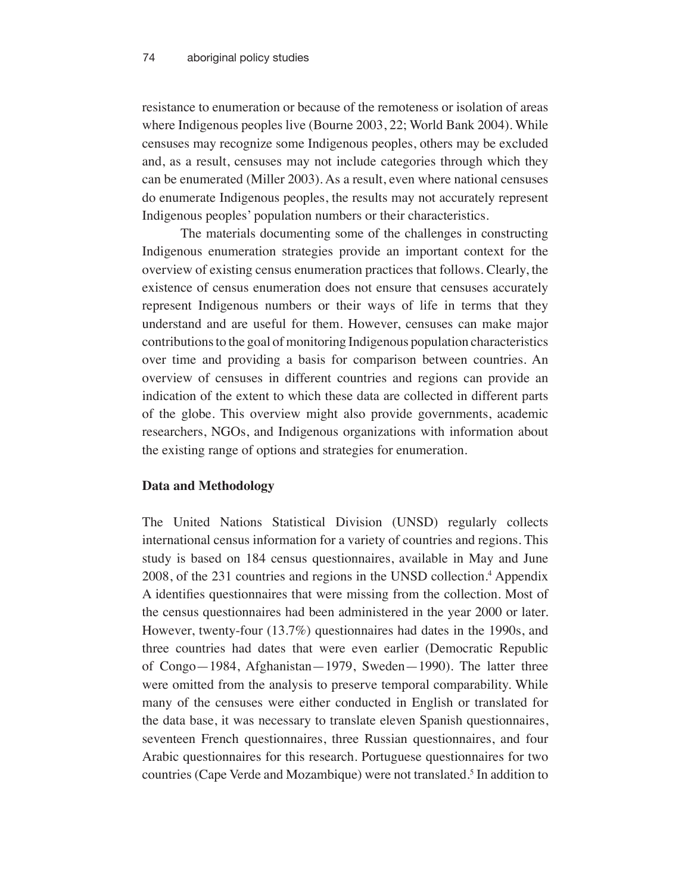resistance to enumeration or because of the remoteness or isolation of areas where Indigenous peoples live (Bourne 2003, 22; World Bank 2004). While censuses may recognize some Indigenous peoples, others may be excluded and, as a result, censuses may not include categories through which they can be enumerated (Miller 2003). As a result, even where national censuses do enumerate Indigenous peoples, the results may not accurately represent Indigenous peoples' population numbers or their characteristics.

The materials documenting some of the challenges in constructing Indigenous enumeration strategies provide an important context for the overview of existing census enumeration practices that follows. Clearly, the existence of census enumeration does not ensure that censuses accurately represent Indigenous numbers or their ways of life in terms that they understand and are useful for them. However, censuses can make major contributions to the goal of monitoring Indigenous population characteristics over time and providing a basis for comparison between countries. An overview of censuses in different countries and regions can provide an indication of the extent to which these data are collected in different parts of the globe. This overview might also provide governments, academic researchers, NGOs, and Indigenous organizations with information about the existing range of options and strategies for enumeration.

## Data and Methodology

The United Nations Statistical Division (UNSD) regularly collects international census information for a variety of countries and regions. This study is based on 184 census questionnaires, available in May and June 2008, of the 231 countries and regions in the UNSD collection.[4] Appendix A identifies questionnaires that were missing from the collection. Most of the census questionnaires had been administered in the year 2000 or later. However, twenty-four (13.7%) questionnaires had dates in the 1990s, and three countries had dates that were even earlier (Democratic Republic of Congo—1984, Afghanistan—1979, Sweden—1990). The latter three were omitted from the analysis to preserve temporal comparability. While many of the censuses were either conducted in English or translated for the data base, it was necessary to translate eleven Spanish questionnaires, seventeen French questionnaires, three Russian questionnaires, and four Arabic questionnaires for this research. Portuguese questionnaires for two countries (Cape Verde and Mozambique) were not translated.[5] In addition to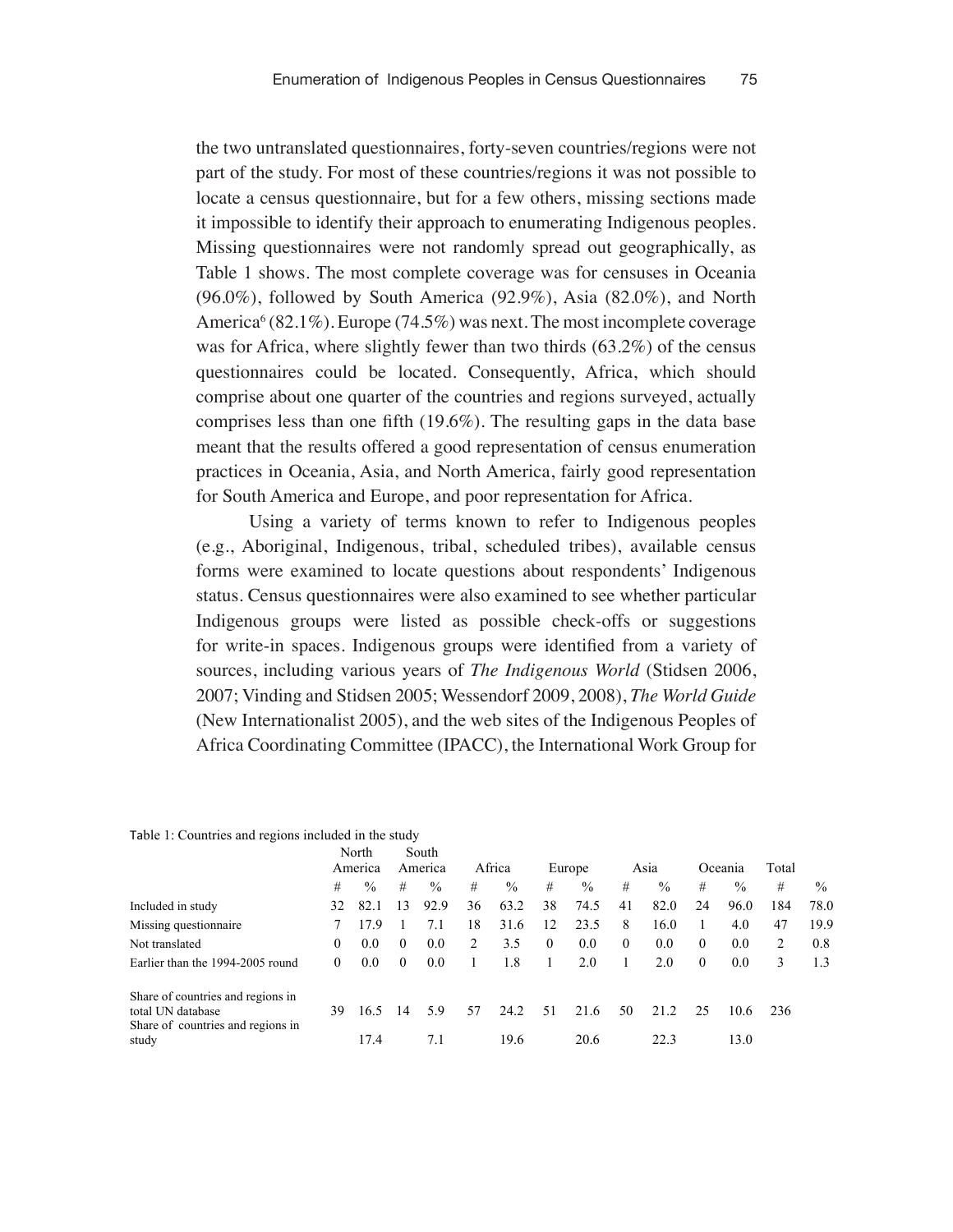the two untranslated questionnaires, forty-seven countries/regions were not part of the study. For most of these countries/regions it was not possible to locate a census questionnaire, but for a few others, missing sections made it impossible to identify their approach to enumerating Indigenous peoples. Missing questionnaires were not randomly spread out geographically, as Table 1 shows. The most complete coverage was for censuses in Oceania (96.0%), followed by South America (92.9%), Asia (82.0%), and North America[6] (82.1%). Europe (74.5%) was next. The most incomplete coverage was for Africa, where slightly fewer than two thirds (63.2%) of the census questionnaires could be located. Consequently, Africa, which should comprise about one quarter of the countries and regions surveyed, actually comprises less than one fifth (19.6%). The resulting gaps in the data base meant that the results offered a good representation of census enumeration practices in Oceania, Asia, and North America, fairly good representation for South America and Europe, and poor representation for Africa.

Using a variety of terms known to refer to Indigenous peoples (e.g., Aboriginal, Indigenous, tribal, scheduled tribes), available census forms were examined to locate questions about respondents' Indigenous status. Census questionnaires were also examined to see whether particular Indigenous groups were listed as possible check-offs or suggestions for write-in spaces. Indigenous groups were identified from a variety of sources, including various years of *The Indigenous World* (Stidsen 2006, 2007; Vinding and Stidsen 2005; Wessendorf 2009, 2008), *The World Guide* (New Internationalist 2005), and the web sites of the Indigenous Peoples of Africa Coordinating Committee (IPACC), the International Work Group for

Table 1: Countries and regions included in the study

| | North America | | South America | | Africa | | Europe | | Asia | | Oceania | | Total | |
|---|---|---|---|---|---|---|---|---|---|---|---|---|---|---|
| | # | % | # | % | # | % | # | % | # | % | # | % | # | % |
| Included in study | 32 | 82.1 | 13 | 92.9 | 36 | 63.2 | 38 | 74.5 | 41 | 82.0 | 24 | 96.0 | 184 | 78.0 |
| Missing questionnaire | 7 | 17.9 | 1 | 7.1 | 18 | 31.6 | 12 | 23.5 | 8 | 16.0 | 1 | 4.0 | 47 | 19.9 |
| Not translated | 0 | 0.0 | 0 | 0.0 | 2 | 3.5 | 0 | 0.0 | 0 | 0.0 | 0 | 0.0 | 2 | 0.8 |
| Earlier than the 1994-2005 round | 0 | 0.0 | 0 | 0.0 | 1 | 1.8 | 1 | 2.0 | 1 | 2.0 | 0 | 0.0 | 3 | 1.3 |
| Share of countries and regions in total UN database | 39 | 16.5 | 14 | 5.9 | 57 | 24.2 | 51 | 21.6 | 50 | 21.2 | 25 | 10.6 | 236 | |
| Share of countries and regions in study | | 17.4 | | 7.1 | | 19.6 | | 20.6 | | 22.3 | | 13.0 | | |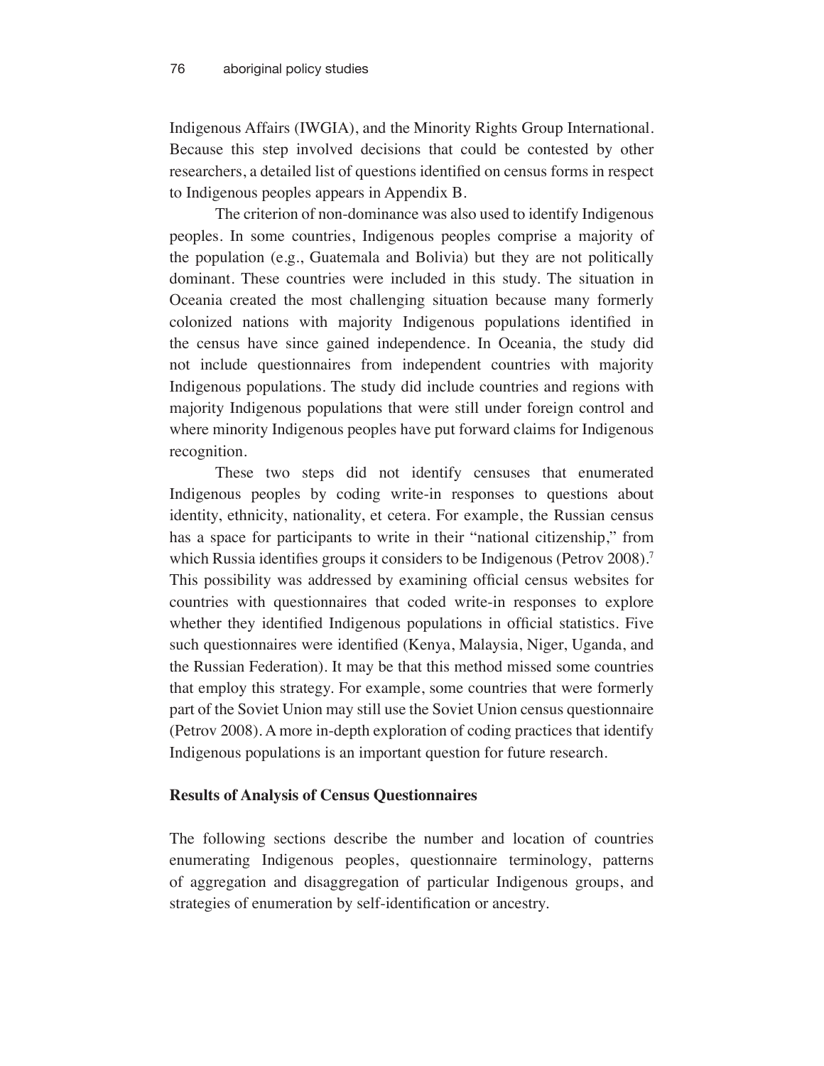Indigenous Affairs (IWGIA), and the Minority Rights Group International. Because this step involved decisions that could be contested by other researchers, a detailed list of questions identified on census forms in respect to Indigenous peoples appears in Appendix B.

The criterion of non-dominance was also used to identify Indigenous peoples. In some countries, Indigenous peoples comprise a majority of the population (e.g., Guatemala and Bolivia) but they are not politically dominant. These countries were included in this study. The situation in Oceania created the most challenging situation because many formerly colonized nations with majority Indigenous populations identified in the census have since gained independence. In Oceania, the study did not include questionnaires from independent countries with majority Indigenous populations. The study did include countries and regions with majority Indigenous populations that were still under foreign control and where minority Indigenous peoples have put forward claims for Indigenous recognition.

These two steps did not identify censuses that enumerated Indigenous peoples by coding write-in responses to questions about identity, ethnicity, nationality, et cetera. For example, the Russian census has a space for participants to write in their "national citizenship," from which Russia identifies groups it considers to be Indigenous (Petrov 2008).[7] This possibility was addressed by examining official census websites for countries with questionnaires that coded write-in responses to explore whether they identified Indigenous populations in official statistics. Five such questionnaires were identified (Kenya, Malaysia, Niger, Uganda, and the Russian Federation). It may be that this method missed some countries that employ this strategy. For example, some countries that were formerly part of the Soviet Union may still use the Soviet Union census questionnaire (Petrov 2008). A more in-depth exploration of coding practices that identify Indigenous populations is an important question for future research.

## Results of Analysis of Census Questionnaires

The following sections describe the number and location of countries enumerating Indigenous peoples, questionnaire terminology, patterns of aggregation and disaggregation of particular Indigenous groups, and strategies of enumeration by self-identification or ancestry.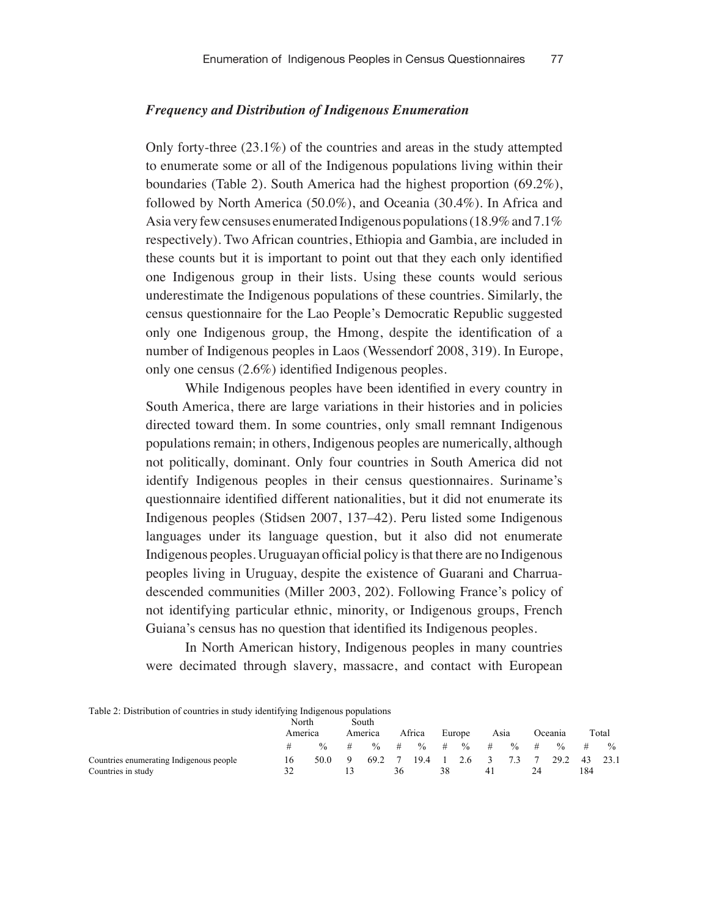### *Frequency and Distribution of Indigenous Enumeration*

Only forty-three (23.1%) of the countries and areas in the study attempted to enumerate some or all of the Indigenous populations living within their boundaries (Table 2). South America had the highest proportion (69.2%), followed by North America (50.0%), and Oceania (30.4%). In Africa and Asia very few censuses enumerated Indigenous populations (18.9% and 7.1% respectively). Two African countries, Ethiopia and Gambia, are included in these counts but it is important to point out that they each only identified one Indigenous group in their lists. Using these counts would serious underestimate the Indigenous populations of these countries. Similarly, the census questionnaire for the Lao People's Democratic Republic suggested only one Indigenous group, the Hmong, despite the identification of a number of Indigenous peoples in Laos (Wessendorf 2008, 319). In Europe, only one census (2.6%) identified Indigenous peoples.

While Indigenous peoples have been identified in every country in South America, there are large variations in their histories and in policies directed toward them. In some countries, only small remnant Indigenous populations remain; in others, Indigenous peoples are numerically, although not politically, dominant. Only four countries in South America did not identify Indigenous peoples in their census questionnaires. Suriname's questionnaire identified different nationalities, but it did not enumerate its Indigenous peoples (Stidsen 2007, 137–42). Peru listed some Indigenous languages under its language question, but it also did not enumerate Indigenous peoples. Uruguayan official policy is that there are no Indigenous peoples living in Uruguay, despite the existence of Guarani and Charrua-descended communities (Miller 2003, 202). Following France's policy of not identifying particular ethnic, minority, or Indigenous groups, French Guiana's census has no question that identified its Indigenous peoples.

In North American history, Indigenous peoples in many countries were decimated through slavery, massacre, and contact with European

Table 2: Distribution of countries in study identifying Indigenous populations

| | North America | | South America | | Africa | | Europe | | Asia | | Oceania | | Total | |
|---|---|---|---|---|---|---|---|---|---|---|---|---|---|---|
| | # | % | # | % | # | % | # | % | # | % | # | % | # | % |
| Countries enumerating Indigenous people | 16 | 50.0 | 9 | 69.2 | 7 | 19.4 | 1 | 2.6 | 3 | 7.3 | 7 | 29.2 | 43 | 23.1 |
| Countries in study | 32 | | 13 | | 36 | | 38 | | 41 | | 24 | | 184 | |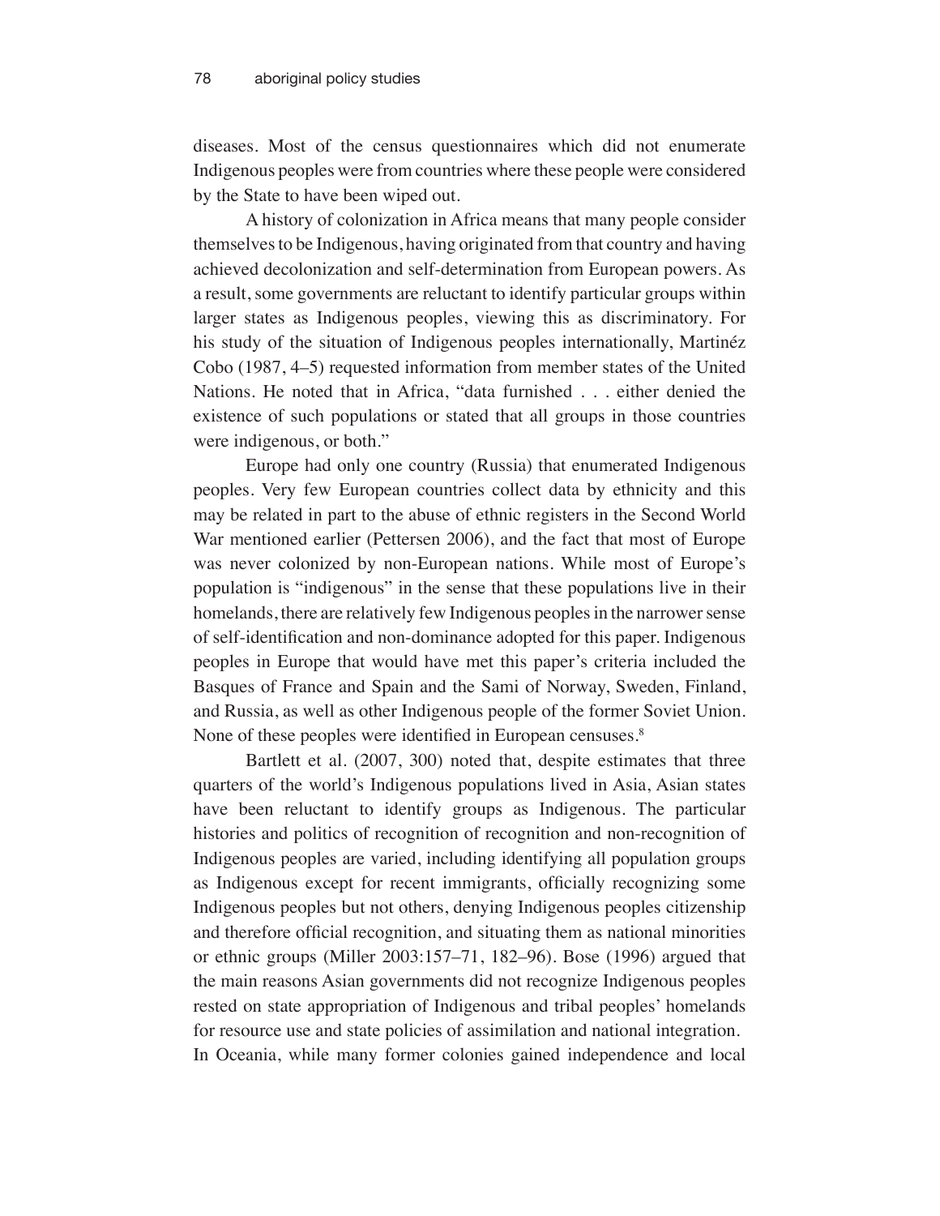diseases. Most of the census questionnaires which did not enumerate Indigenous peoples were from countries where these people were considered by the State to have been wiped out.

A history of colonization in Africa means that many people consider themselves to be Indigenous, having originated from that country and having achieved decolonization and self-determination from European powers. As a result, some governments are reluctant to identify particular groups within larger states as Indigenous peoples, viewing this as discriminatory. For his study of the situation of Indigenous peoples internationally, Martinéz Cobo (1987, 4–5) requested information from member states of the United Nations. He noted that in Africa, "data furnished . . . either denied the existence of such populations or stated that all groups in those countries were indigenous, or both."

Europe had only one country (Russia) that enumerated Indigenous peoples. Very few European countries collect data by ethnicity and this may be related in part to the abuse of ethnic registers in the Second World War mentioned earlier (Pettersen 2006), and the fact that most of Europe was never colonized by non-European nations. While most of Europe's population is "indigenous" in the sense that these populations live in their homelands, there are relatively few Indigenous peoples in the narrower sense of self-identification and non-dominance adopted for this paper. Indigenous peoples in Europe that would have met this paper's criteria included the Basques of France and Spain and the Sami of Norway, Sweden, Finland, and Russia, as well as other Indigenous people of the former Soviet Union. None of these peoples were identified in European censuses.[8]

Bartlett et al. (2007, 300) noted that, despite estimates that three quarters of the world's Indigenous populations lived in Asia, Asian states have been reluctant to identify groups as Indigenous. The particular histories and politics of recognition of recognition and non-recognition of Indigenous peoples are varied, including identifying all population groups as Indigenous except for recent immigrants, officially recognizing some Indigenous peoples but not others, denying Indigenous peoples citizenship and therefore official recognition, and situating them as national minorities or ethnic groups (Miller 2003:157–71, 182–96). Bose (1996) argued that the main reasons Asian governments did not recognize Indigenous peoples rested on state appropriation of Indigenous and tribal peoples' homelands for resource use and state policies of assimilation and national integration. In Oceania, while many former colonies gained independence and local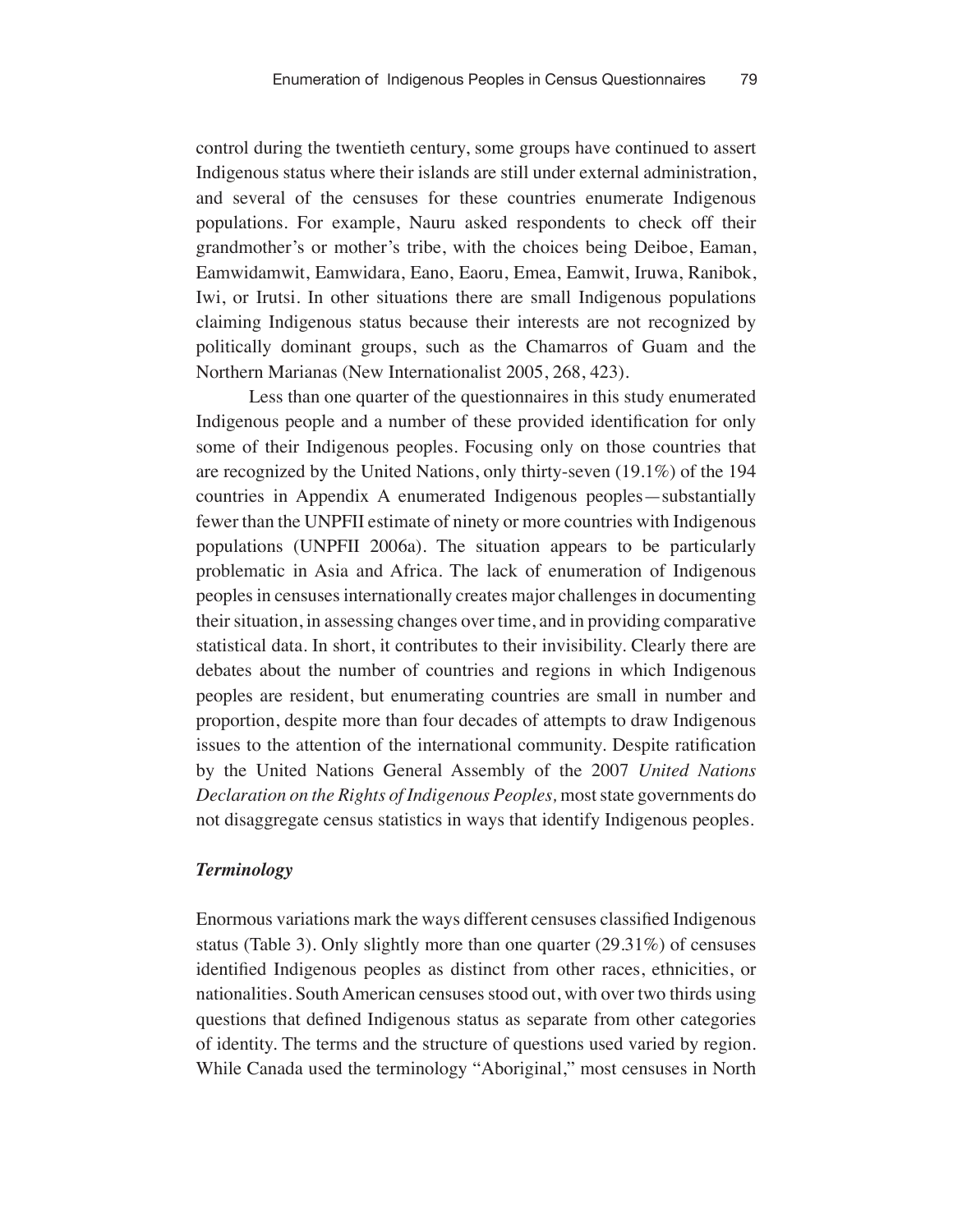control during the twentieth century, some groups have continued to assert Indigenous status where their islands are still under external administration, and several of the censuses for these countries enumerate Indigenous populations. For example, Nauru asked respondents to check off their grandmother's or mother's tribe, with the choices being Deiboe, Eaman, Eamwidamwit, Eamwidara, Eano, Eaoru, Emea, Eamwit, Iruwa, Ranibok, Iwi, or Irutsi. In other situations there are small Indigenous populations claiming Indigenous status because their interests are not recognized by politically dominant groups, such as the Chamarros of Guam and the Northern Marianas (New Internationalist 2005, 268, 423).

Less than one quarter of the questionnaires in this study enumerated Indigenous people and a number of these provided identification for only some of their Indigenous peoples. Focusing only on those countries that are recognized by the United Nations, only thirty-seven (19.1%) of the 194 countries in Appendix A enumerated Indigenous peoples—substantially fewer than the UNPFII estimate of ninety or more countries with Indigenous populations (UNPFII 2006a). The situation appears to be particularly problematic in Asia and Africa. The lack of enumeration of Indigenous peoples in censuses internationally creates major challenges in documenting their situation, in assessing changes over time, and in providing comparative statistical data. In short, it contributes to their invisibility. Clearly there are debates about the number of countries and regions in which Indigenous peoples are resident, but enumerating countries are small in number and proportion, despite more than four decades of attempts to draw Indigenous issues to the attention of the international community. Despite ratification by the United Nations General Assembly of the 2007 *United Nations Declaration on the Rights of Indigenous Peoples,* most state governments do not disaggregate census statistics in ways that identify Indigenous peoples.

### *Terminology*

Enormous variations mark the ways different censuses classified Indigenous status (Table 3). Only slightly more than one quarter (29.31%) of censuses identified Indigenous peoples as distinct from other races, ethnicities, or nationalities. South American censuses stood out, with over two thirds using questions that defined Indigenous status as separate from other categories of identity. The terms and the structure of questions used varied by region. While Canada used the terminology "Aboriginal," most censuses in North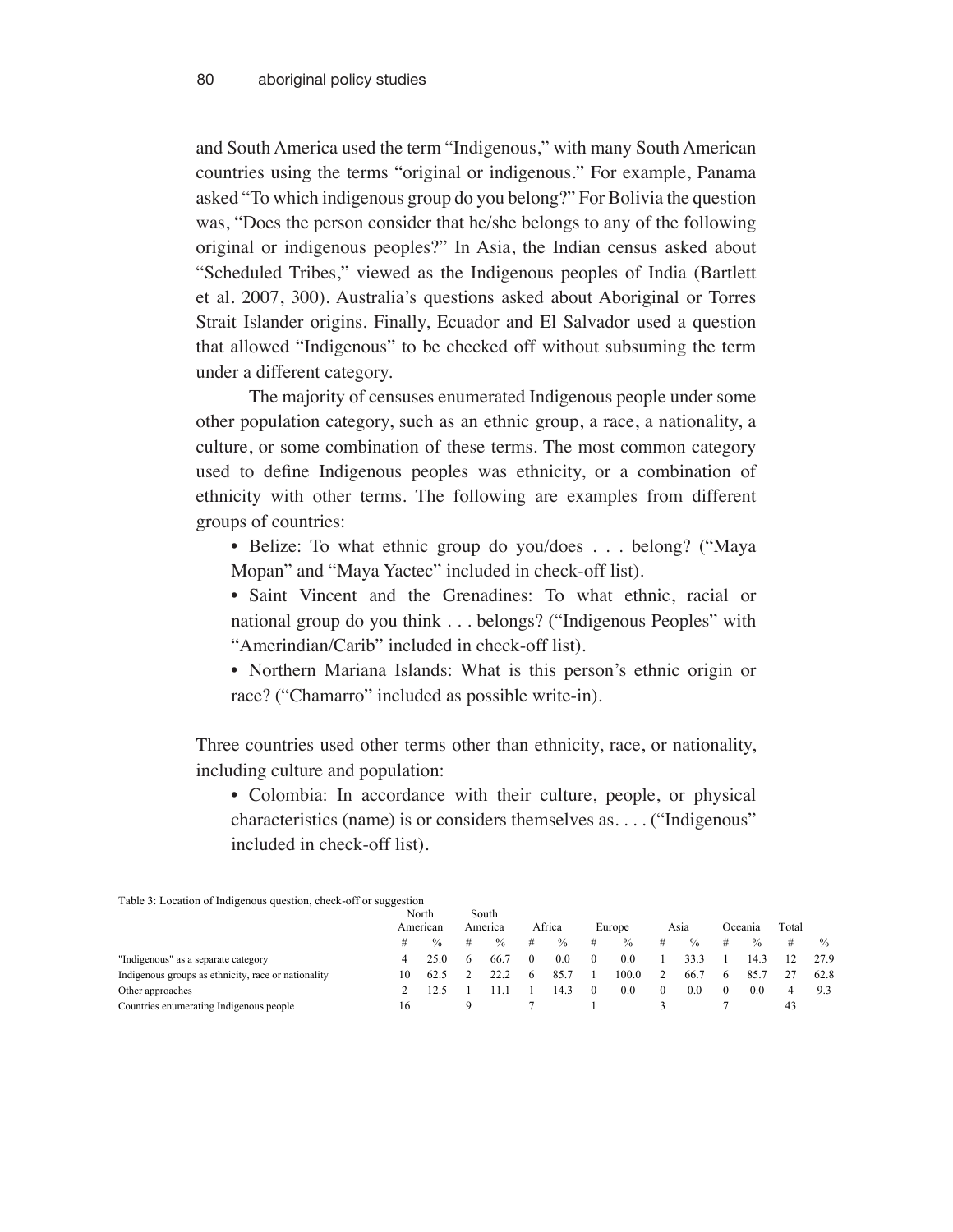and South America used the term "Indigenous," with many South American countries using the terms "original or indigenous." For example, Panama asked "To which indigenous group do you belong?" For Bolivia the question was, "Does the person consider that he/she belongs to any of the following original or indigenous peoples?" In Asia, the Indian census asked about "Scheduled Tribes," viewed as the Indigenous peoples of India (Bartlett et al. 2007, 300). Australia's questions asked about Aboriginal or Torres Strait Islander origins. Finally, Ecuador and El Salvador used a question that allowed "Indigenous" to be checked off without subsuming the term under a different category.

The majority of censuses enumerated Indigenous people under some other population category, such as an ethnic group, a race, a nationality, a culture, or some combination of these terms. The most common category used to define Indigenous peoples was ethnicity, or a combination of ethnicity with other terms. The following are examples from different groups of countries:

- Belize: To what ethnic group do you/does . . . belong? ("Maya Mopan" and "Maya Yactec" included in check-off list).
- Saint Vincent and the Grenadines: To what ethnic, racial or national group do you think . . . belongs? ("Indigenous Peoples" with "Amerindian/Carib" included in check-off list).
- Northern Mariana Islands: What is this person's ethnic origin or race? ("Chamarro" included as possible write-in).

Three countries used other terms other than ethnicity, race, or nationality, including culture and population:

- Colombia: In accordance with their culture, people, or physical characteristics (name) is or considers themselves as. . . . ("Indigenous" included in check-off list).

Table 3: Location of Indigenous question, check-off or suggestion

| | North American | | South America | | Africa | | Europe | | Asia | | Oceania | | Total | |
|---|---|---|---|---|---|---|---|---|---|---|---|---|---|---|
| | # | % | # | % | # | % | # | % | # | % | # | % | # | % |
| "Indigenous" as a separate category | 4 | 25.0 | 6 | 66.7 | 0 | 0.0 | 0 | 0.0 | 1 | 33.3 | 1 | 14.3 | 12 | 27.9 |
| Indigenous groups as ethnicity, race or nationality | 10 | 62.5 | 2 | 22.2 | 6 | 85.7 | 1 | 100.0 | 2 | 66.7 | 6 | 85.7 | 27 | 62.8 |
| Other approaches | 2 | 12.5 | 1 | 11.1 | 1 | 14.3 | 0 | 0.0 | 0 | 0.0 | 0 | 0.0 | 4 | 9.3 |
| Countries enumerating Indigenous people | 16 | | 9 | | 7 | | 1 | | 3 | | 7 | | 43 | |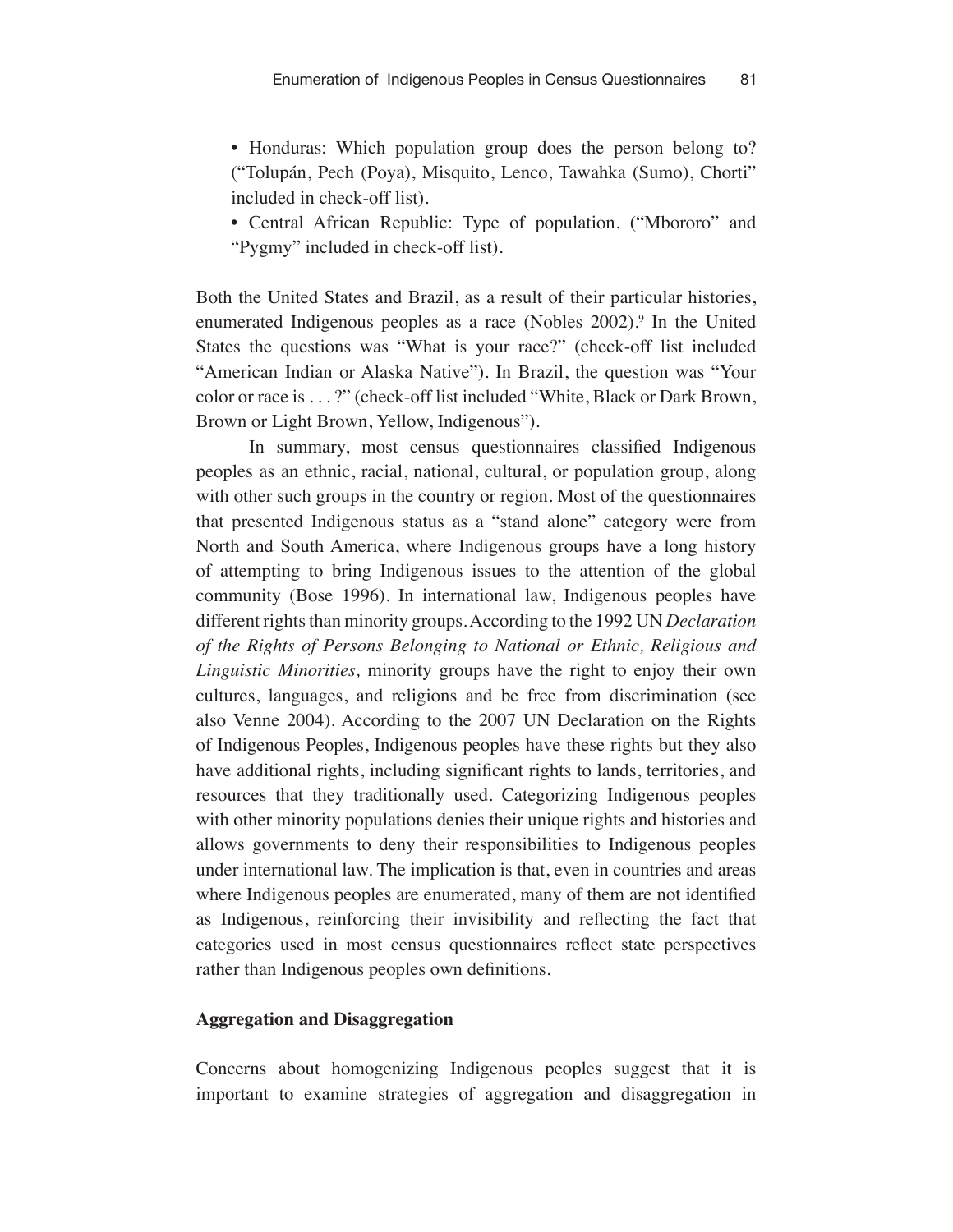- Honduras: Which population group does the person belong to? ("Tolupán, Pech (Poya), Misquito, Lenco, Tawahka (Sumo), Chorti" included in check-off list).
- Central African Republic: Type of population. ("Mbororo" and "Pygmy" included in check-off list).

Both the United States and Brazil, as a result of their particular histories, enumerated Indigenous peoples as a race (Nobles 2002).[9] In the United States the questions was "What is your race?" (check-off list included "American Indian or Alaska Native"). In Brazil, the question was "Your color or race is . . . ?" (check-off list included "White, Black or Dark Brown, Brown or Light Brown, Yellow, Indigenous").

In summary, most census questionnaires classified Indigenous peoples as an ethnic, racial, national, cultural, or population group, along with other such groups in the country or region. Most of the questionnaires that presented Indigenous status as a "stand alone" category were from North and South America, where Indigenous groups have a long history of attempting to bring Indigenous issues to the attention of the global community (Bose 1996). In international law, Indigenous peoples have different rights than minority groups. According to the 1992 UN *Declaration of the Rights of Persons Belonging to National or Ethnic, Religious and Linguistic Minorities,* minority groups have the right to enjoy their own cultures, languages, and religions and be free from discrimination (see also Venne 2004). According to the 2007 UN Declaration on the Rights of Indigenous Peoples, Indigenous peoples have these rights but they also have additional rights, including significant rights to lands, territories, and resources that they traditionally used. Categorizing Indigenous peoples with other minority populations denies their unique rights and histories and allows governments to deny their responsibilities to Indigenous peoples under international law. The implication is that, even in countries and areas where Indigenous peoples are enumerated, many of them are not identified as Indigenous, reinforcing their invisibility and reflecting the fact that categories used in most census questionnaires reflect state perspectives rather than Indigenous peoples own definitions.

**Aggregation and Disaggregation**

Concerns about homogenizing Indigenous peoples suggest that it is important to examine strategies of aggregation and disaggregation in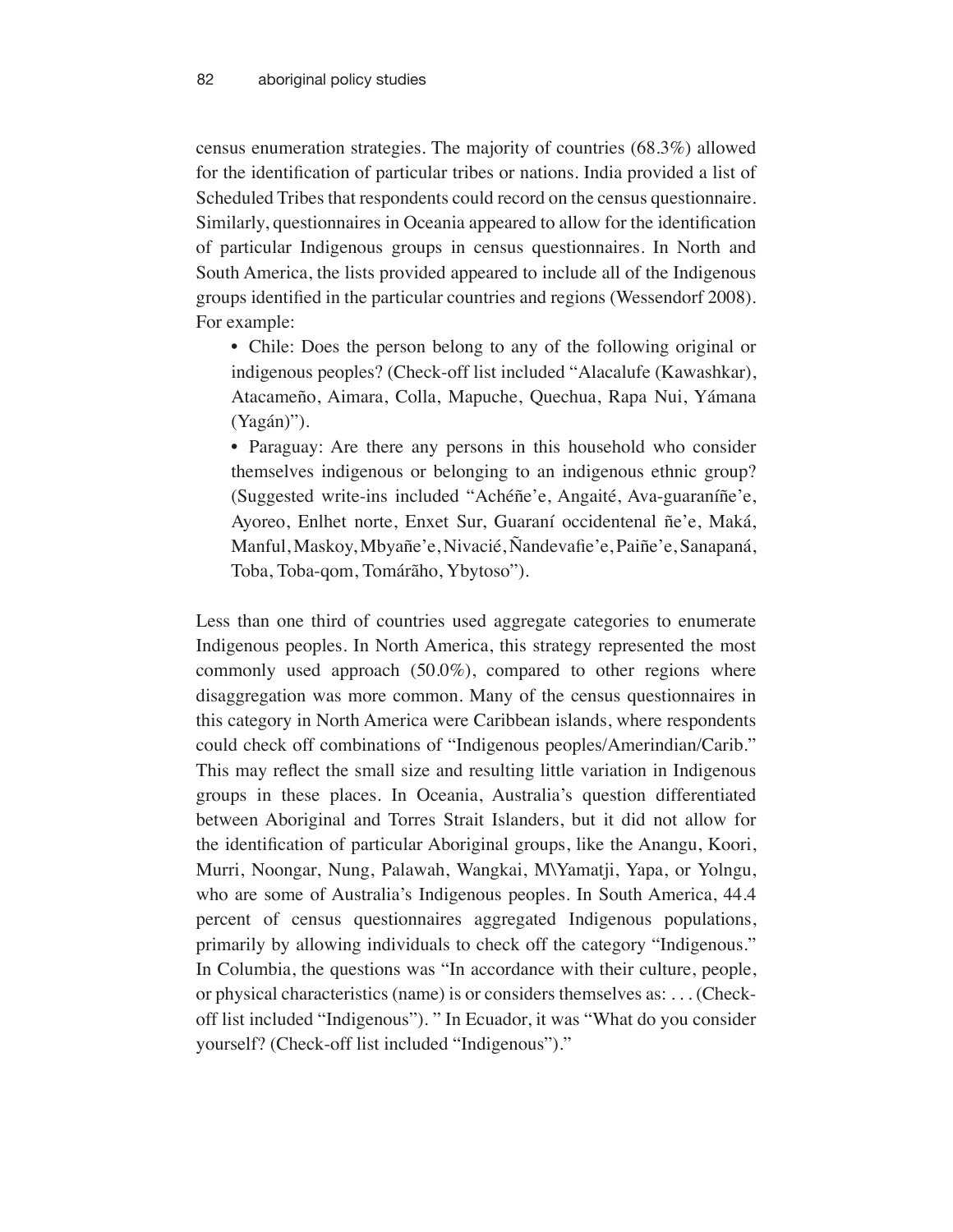census enumeration strategies. The majority of countries (68.3%) allowed for the identification of particular tribes or nations. India provided a list of Scheduled Tribes that respondents could record on the census questionnaire. Similarly, questionnaires in Oceania appeared to allow for the identification of particular Indigenous groups in census questionnaires. In North and South America, the lists provided appeared to include all of the Indigenous groups identified in the particular countries and regions (Wessendorf 2008). For example:

- Chile: Does the person belong to any of the following original or indigenous peoples? (Check-off list included "Alacalufe (Kawashkar), Atacameño, Aimara, Colla, Mapuche, Quechua, Rapa Nui, Yámana (Yagán)").
- Paraguay: Are there any persons in this household who consider themselves indigenous or belonging to an indigenous ethnic group? (Suggested write-ins included "Achéñe'e, Angaité, Ava-guaraníñe'e, Ayoreo, Enlhet norte, Enxet Sur, Guaraní occidentenal ñe'e, Maká, Manful, Maskoy, Mbyañe'e, Nivacié, Ñandevafie'e, Paiñe'e, Sanapaná, Toba, Toba-qom, Tomárãho, Ybytoso").

Less than one third of countries used aggregate categories to enumerate Indigenous peoples. In North America, this strategy represented the most commonly used approach (50.0%), compared to other regions where disaggregation was more common. Many of the census questionnaires in this category in North America were Caribbean islands, where respondents could check off combinations of "Indigenous peoples/Amerindian/Carib." This may reflect the small size and resulting little variation in Indigenous groups in these places. In Oceania, Australia's question differentiated between Aboriginal and Torres Strait Islanders, but it did not allow for the identification of particular Aboriginal groups, like the Anangu, Koori, Murri, Noongar, Nung, Palawah, Wangkai, M\Yamatji, Yapa, or Yolngu, who are some of Australia's Indigenous peoples. In South America, 44.4 percent of census questionnaires aggregated Indigenous populations, primarily by allowing individuals to check off the category "Indigenous." In Columbia, the questions was "In accordance with their culture, people, or physical characteristics (name) is or considers themselves as: . . . (Check-off list included "Indigenous"). " In Ecuador, it was "What do you consider yourself? (Check-off list included "Indigenous")."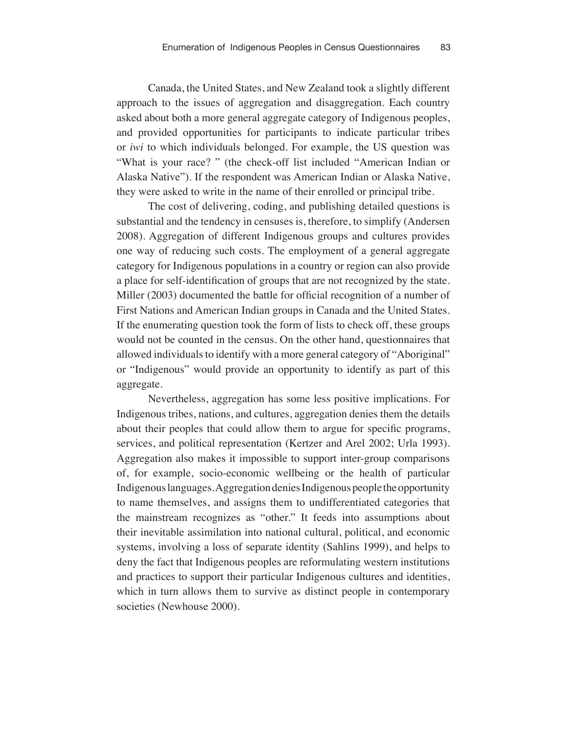Canada, the United States, and New Zealand took a slightly different approach to the issues of aggregation and disaggregation. Each country asked about both a more general aggregate category of Indigenous peoples, and provided opportunities for participants to indicate particular tribes or *iwi* to which individuals belonged. For example, the US question was "What is your race? " (the check-off list included "American Indian or Alaska Native"). If the respondent was American Indian or Alaska Native, they were asked to write in the name of their enrolled or principal tribe.

The cost of delivering, coding, and publishing detailed questions is substantial and the tendency in censuses is, therefore, to simplify (Andersen 2008). Aggregation of different Indigenous groups and cultures provides one way of reducing such costs. The employment of a general aggregate category for Indigenous populations in a country or region can also provide a place for self-identification of groups that are not recognized by the state. Miller (2003) documented the battle for official recognition of a number of First Nations and American Indian groups in Canada and the United States. If the enumerating question took the form of lists to check off, these groups would not be counted in the census. On the other hand, questionnaires that allowed individuals to identify with a more general category of "Aboriginal" or "Indigenous" would provide an opportunity to identify as part of this aggregate.

Nevertheless, aggregation has some less positive implications. For Indigenous tribes, nations, and cultures, aggregation denies them the details about their peoples that could allow them to argue for specific programs, services, and political representation (Kertzer and Arel 2002; Urla 1993). Aggregation also makes it impossible to support inter-group comparisons of, for example, socio-economic wellbeing or the health of particular Indigenous languages. Aggregation denies Indigenous people the opportunity to name themselves, and assigns them to undifferentiated categories that the mainstream recognizes as "other." It feeds into assumptions about their inevitable assimilation into national cultural, political, and economic systems, involving a loss of separate identity (Sahlins 1999), and helps to deny the fact that Indigenous peoples are reformulating western institutions and practices to support their particular Indigenous cultures and identities, which in turn allows them to survive as distinct people in contemporary societies (Newhouse 2000).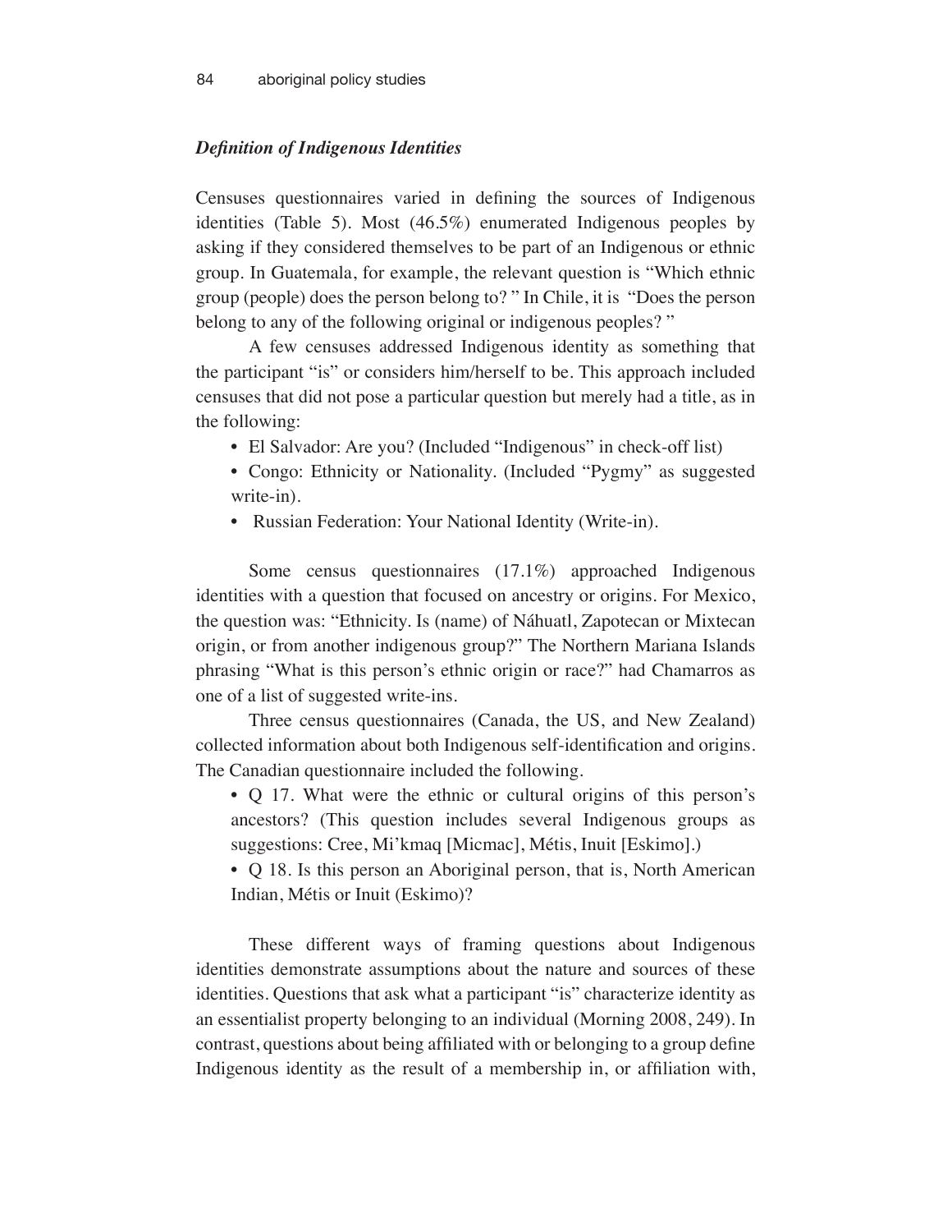### *Definition of Indigenous Identities*

Censuses questionnaires varied in defining the sources of Indigenous identities (Table 5). Most (46.5%) enumerated Indigenous peoples by asking if they considered themselves to be part of an Indigenous or ethnic group. In Guatemala, for example, the relevant question is "Which ethnic group (people) does the person belong to? " In Chile, it is "Does the person belong to any of the following original or indigenous peoples? "

A few censuses addressed Indigenous identity as something that the participant "is" or considers him/herself to be. This approach included censuses that did not pose a particular question but merely had a title, as in the following:

- El Salvador: Are you? (Included "Indigenous" in check-off list)
- Congo: Ethnicity or Nationality. (Included "Pygmy" as suggested write-in).
- Russian Federation: Your National Identity (Write-in).

Some census questionnaires (17.1%) approached Indigenous identities with a question that focused on ancestry or origins. For Mexico, the question was: "Ethnicity. Is (name) of Náhuatl, Zapotecan or Mixtecan origin, or from another indigenous group?" The Northern Mariana Islands phrasing "What is this person's ethnic origin or race?" had Chamarros as one of a list of suggested write-ins.

Three census questionnaires (Canada, the US, and New Zealand) collected information about both Indigenous self-identification and origins. The Canadian questionnaire included the following.

- Q 17. What were the ethnic or cultural origins of this person's ancestors? (This question includes several Indigenous groups as suggestions: Cree, Mi'kmaq [Micmac], Métis, Inuit [Eskimo].)
- Q 18. Is this person an Aboriginal person, that is, North American Indian, Métis or Inuit (Eskimo)?

These different ways of framing questions about Indigenous identities demonstrate assumptions about the nature and sources of these identities. Questions that ask what a participant "is" characterize identity as an essentialist property belonging to an individual (Morning 2008, 249). In contrast, questions about being affiliated with or belonging to a group define Indigenous identity as the result of a membership in, or affiliation with,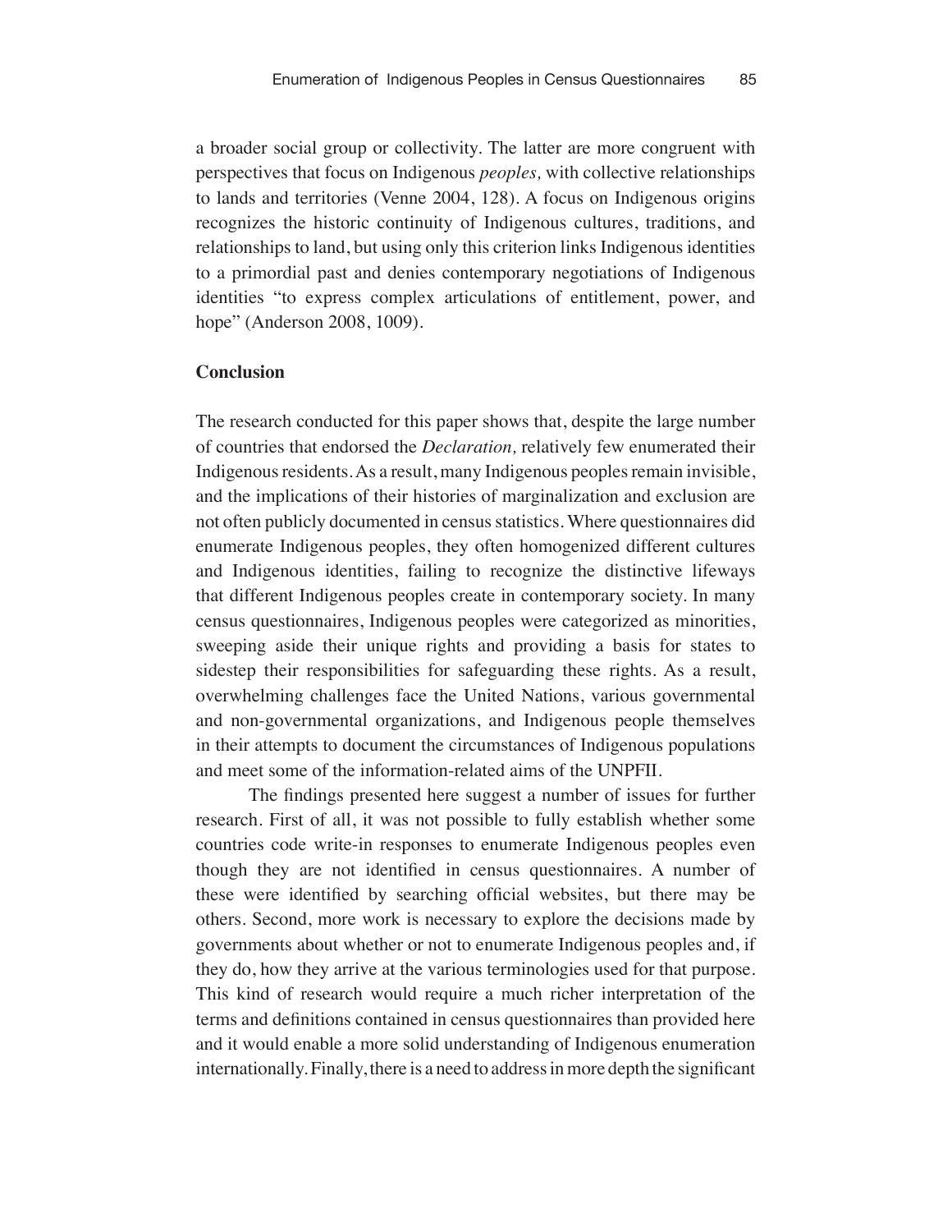a broader social group or collectivity. The latter are more congruent with perspectives that focus on Indigenous *peoples,* with collective relationships to lands and territories (Venne 2004, 128). A focus on Indigenous origins recognizes the historic continuity of Indigenous cultures, traditions, and relationships to land, but using only this criterion links Indigenous identities to a primordial past and denies contemporary negotiations of Indigenous identities "to express complex articulations of entitlement, power, and hope" (Anderson 2008, 1009).

## Conclusion

The research conducted for this paper shows that, despite the large number of countries that endorsed the *Declaration,* relatively few enumerated their Indigenous residents. As a result, many Indigenous peoples remain invisible, and the implications of their histories of marginalization and exclusion are not often publicly documented in census statistics. Where questionnaires did enumerate Indigenous peoples, they often homogenized different cultures and Indigenous identities, failing to recognize the distinctive lifeways that different Indigenous peoples create in contemporary society. In many census questionnaires, Indigenous peoples were categorized as minorities, sweeping aside their unique rights and providing a basis for states to sidestep their responsibilities for safeguarding these rights. As a result, overwhelming challenges face the United Nations, various governmental and non-governmental organizations, and Indigenous people themselves in their attempts to document the circumstances of Indigenous populations and meet some of the information-related aims of the UNPFII.

The findings presented here suggest a number of issues for further research. First of all, it was not possible to fully establish whether some countries code write-in responses to enumerate Indigenous peoples even though they are not identified in census questionnaires. A number of these were identified by searching official websites, but there may be others. Second, more work is necessary to explore the decisions made by governments about whether or not to enumerate Indigenous peoples and, if they do, how they arrive at the various terminologies used for that purpose. This kind of research would require a much richer interpretation of the terms and definitions contained in census questionnaires than provided here and it would enable a more solid understanding of Indigenous enumeration internationally. Finally, there is a need to address in more depth the significant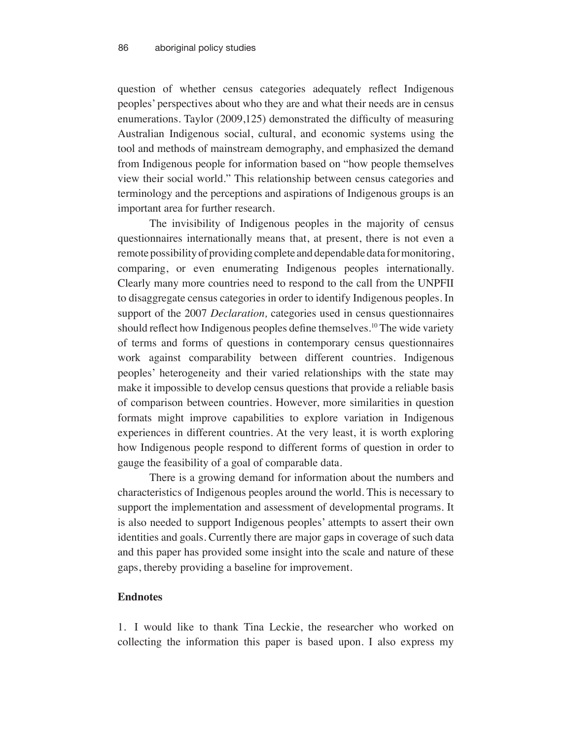question of whether census categories adequately reflect Indigenous peoples' perspectives about who they are and what their needs are in census enumerations. Taylor (2009,125) demonstrated the difficulty of measuring Australian Indigenous social, cultural, and economic systems using the tool and methods of mainstream demography, and emphasized the demand from Indigenous people for information based on "how people themselves view their social world." This relationship between census categories and terminology and the perceptions and aspirations of Indigenous groups is an important area for further research.

The invisibility of Indigenous peoples in the majority of census questionnaires internationally means that, at present, there is not even a remote possibility of providing complete and dependable data for monitoring, comparing, or even enumerating Indigenous peoples internationally. Clearly many more countries need to respond to the call from the UNPFII to disaggregate census categories in order to identify Indigenous peoples. In support of the 2007 *Declaration,* categories used in census questionnaires should reflect how Indigenous peoples define themselves.[10] The wide variety of terms and forms of questions in contemporary census questionnaires work against comparability between different countries. Indigenous peoples' heterogeneity and their varied relationships with the state may make it impossible to develop census questions that provide a reliable basis of comparison between countries. However, more similarities in question formats might improve capabilities to explore variation in Indigenous experiences in different countries. At the very least, it is worth exploring how Indigenous people respond to different forms of question in order to gauge the feasibility of a goal of comparable data.

There is a growing demand for information about the numbers and characteristics of Indigenous peoples around the world. This is necessary to support the implementation and assessment of developmental programs. It is also needed to support Indigenous peoples' attempts to assert their own identities and goals. Currently there are major gaps in coverage of such data and this paper has provided some insight into the scale and nature of these gaps, thereby providing a baseline for improvement.

**Endnotes**

1. I would like to thank Tina Leckie, the researcher who worked on collecting the information this paper is based upon. I also express my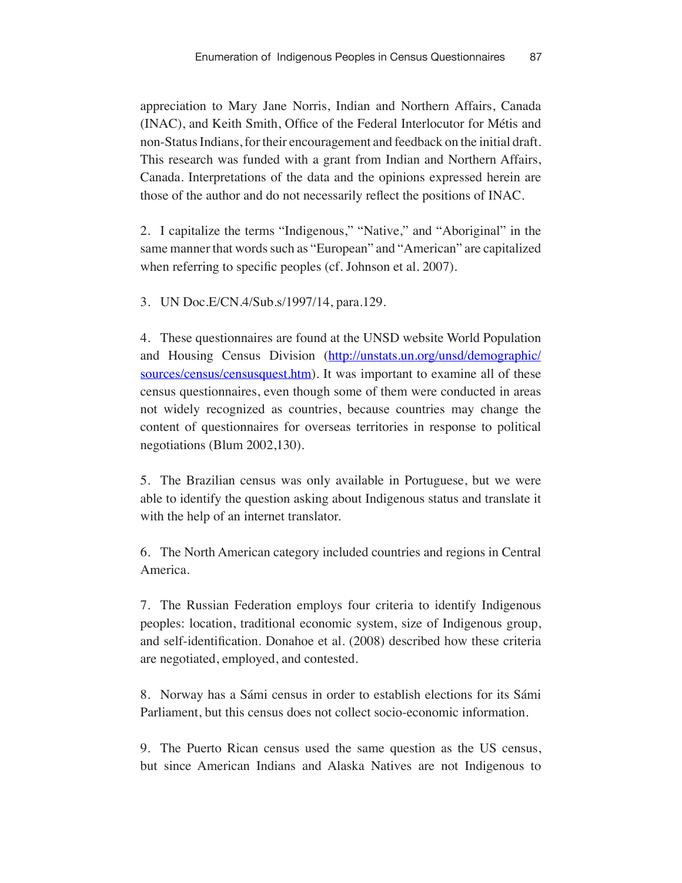appreciation to Mary Jane Norris, Indian and Northern Affairs, Canada (INAC), and Keith Smith, Office of the Federal Interlocutor for Métis and non-Status Indians, for their encouragement and feedback on the initial draft. This research was funded with a grant from Indian and Northern Affairs, Canada. Interpretations of the data and the opinions expressed herein are those of the author and do not necessarily reflect the positions of INAC.

2. I capitalize the terms "Indigenous," "Native," and "Aboriginal" in the same manner that words such as "European" and "American" are capitalized when referring to specific peoples (cf. Johnson et al. 2007).

3. UN Doc.E/CN.4/Sub.s/1997/14, para.129.

4. These questionnaires are found at the UNSD website World Population and Housing Census Division (http://unstats.un.org/unsd/demographic/sources/census/censusquest.htm). It was important to examine all of these census questionnaires, even though some of them were conducted in areas not widely recognized as countries, because countries may change the content of questionnaires for overseas territories in response to political negotiations (Blum 2002,130).

5. The Brazilian census was only available in Portuguese, but we were able to identify the question asking about Indigenous status and translate it with the help of an internet translator.

6. The North American category included countries and regions in Central America.

7. The Russian Federation employs four criteria to identify Indigenous peoples: location, traditional economic system, size of Indigenous group, and self-identification. Donahoe et al. (2008) described how these criteria are negotiated, employed, and contested.

8. Norway has a Sámi census in order to establish elections for its Sámi Parliament, but this census does not collect socio-economic information.

9. The Puerto Rican census used the same question as the US census, but since American Indians and Alaska Natives are not Indigenous to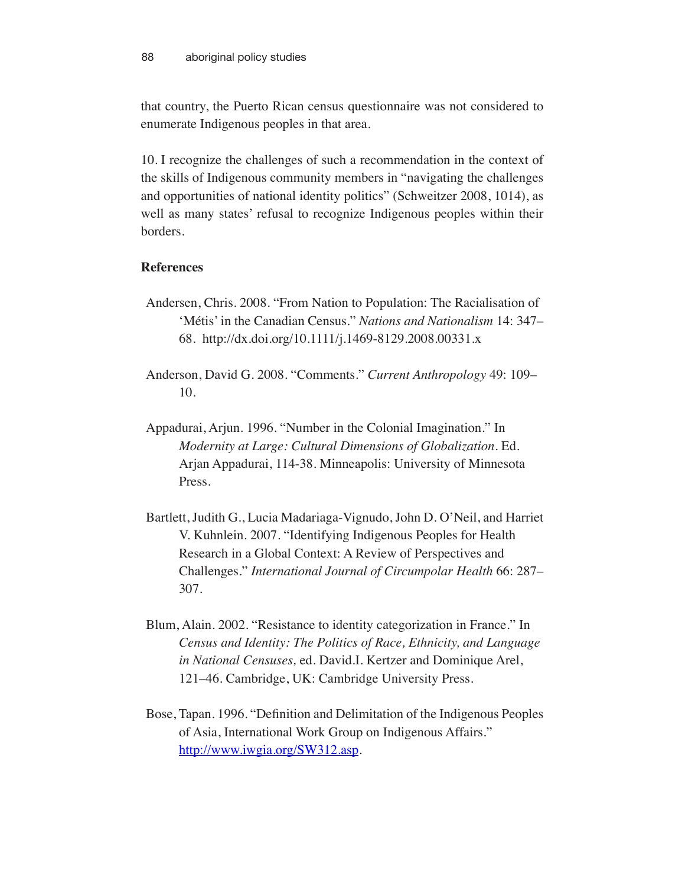that country, the Puerto Rican census questionnaire was not considered to enumerate Indigenous peoples in that area.

10. I recognize the challenges of such a recommendation in the context of the skills of Indigenous community members in "navigating the challenges and opportunities of national identity politics" (Schweitzer 2008, 1014), as well as many states' refusal to recognize Indigenous peoples within their borders.

## References

Andersen, Chris. 2008. "From Nation to Population: The Racialisation of 'Métis' in the Canadian Census." *Nations and Nationalism* 14: 347–68. http://dx.doi.org/10.1111/j.1469-8129.2008.00331.x

Anderson, David G. 2008. "Comments." *Current Anthropology* 49: 109–10.

Appadurai, Arjun. 1996. "Number in the Colonial Imagination." In *Modernity at Large: Cultural Dimensions of Globalization*. Ed. Arjan Appadurai, 114-38. Minneapolis: University of Minnesota Press.

Bartlett, Judith G., Lucia Madariaga-Vignudo, John D. O'Neil, and Harriet V. Kuhnlein. 2007. "Identifying Indigenous Peoples for Health Research in a Global Context: A Review of Perspectives and Challenges." *International Journal of Circumpolar Health* 66: 287–307.

Blum, Alain. 2002. "Resistance to identity categorization in France." In *Census and Identity: The Politics of Race, Ethnicity, and Language in National Censuses,* ed. David.I. Kertzer and Dominique Arel, 121–46. Cambridge, UK: Cambridge University Press.

Bose, Tapan. 1996. "Definition and Delimitation of the Indigenous Peoples of Asia, International Work Group on Indigenous Affairs." http://www.iwgia.org/SW312.asp.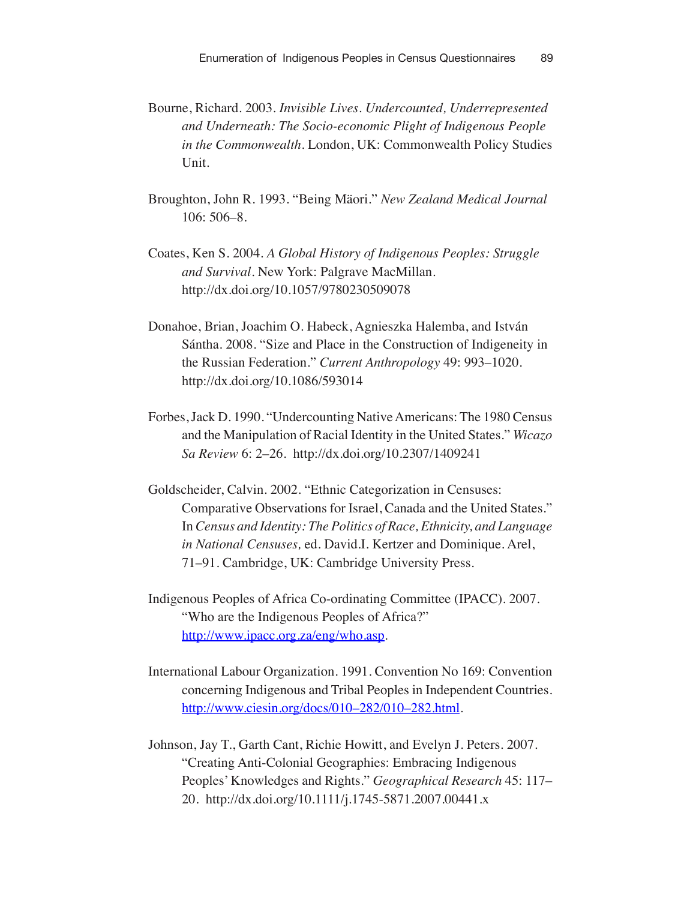Bourne, Richard. 2003. *Invisible Lives. Undercounted, Underrepresented and Underneath: The Socio-economic Plight of Indigenous People in the Commonwealth*. London, UK: Commonwealth Policy Studies Unit.

Broughton, John R. 1993. "Being Mäori." *New Zealand Medical Journal* 106: 506–8.

Coates, Ken S. 2004. *A Global History of Indigenous Peoples: Struggle and Survival*. New York: Palgrave MacMillan. http://dx.doi.org/10.1057/9780230509078

Donahoe, Brian, Joachim O. Habeck, Agnieszka Halemba, and István Sántha. 2008. "Size and Place in the Construction of Indigeneity in the Russian Federation." *Current Anthropology* 49: 993–1020. http://dx.doi.org/10.1086/593014

Forbes, Jack D. 1990. "Undercounting Native Americans: The 1980 Census and the Manipulation of Racial Identity in the United States." *Wicazo Sa Review* 6: 2–26. http://dx.doi.org/10.2307/1409241

Goldscheider, Calvin. 2002. "Ethnic Categorization in Censuses: Comparative Observations for Israel, Canada and the United States." In *Census and Identity: The Politics of Race, Ethnicity, and Language in National Censuses,* ed. David.I. Kertzer and Dominique. Arel, 71–91. Cambridge, UK: Cambridge University Press.

Indigenous Peoples of Africa Co-ordinating Committee (IPACC). 2007. "Who are the Indigenous Peoples of Africa?" http://www.ipacc.org.za/eng/who.asp.

International Labour Organization. 1991. Convention No 169: Convention concerning Indigenous and Tribal Peoples in Independent Countries. http://www.ciesin.org/docs/010–282/010–282.html.

Johnson, Jay T., Garth Cant, Richie Howitt, and Evelyn J. Peters. 2007. "Creating Anti-Colonial Geographies: Embracing Indigenous Peoples' Knowledges and Rights." *Geographical Research* 45: 117–20. http://dx.doi.org/10.1111/j.1745-5871.2007.00441.x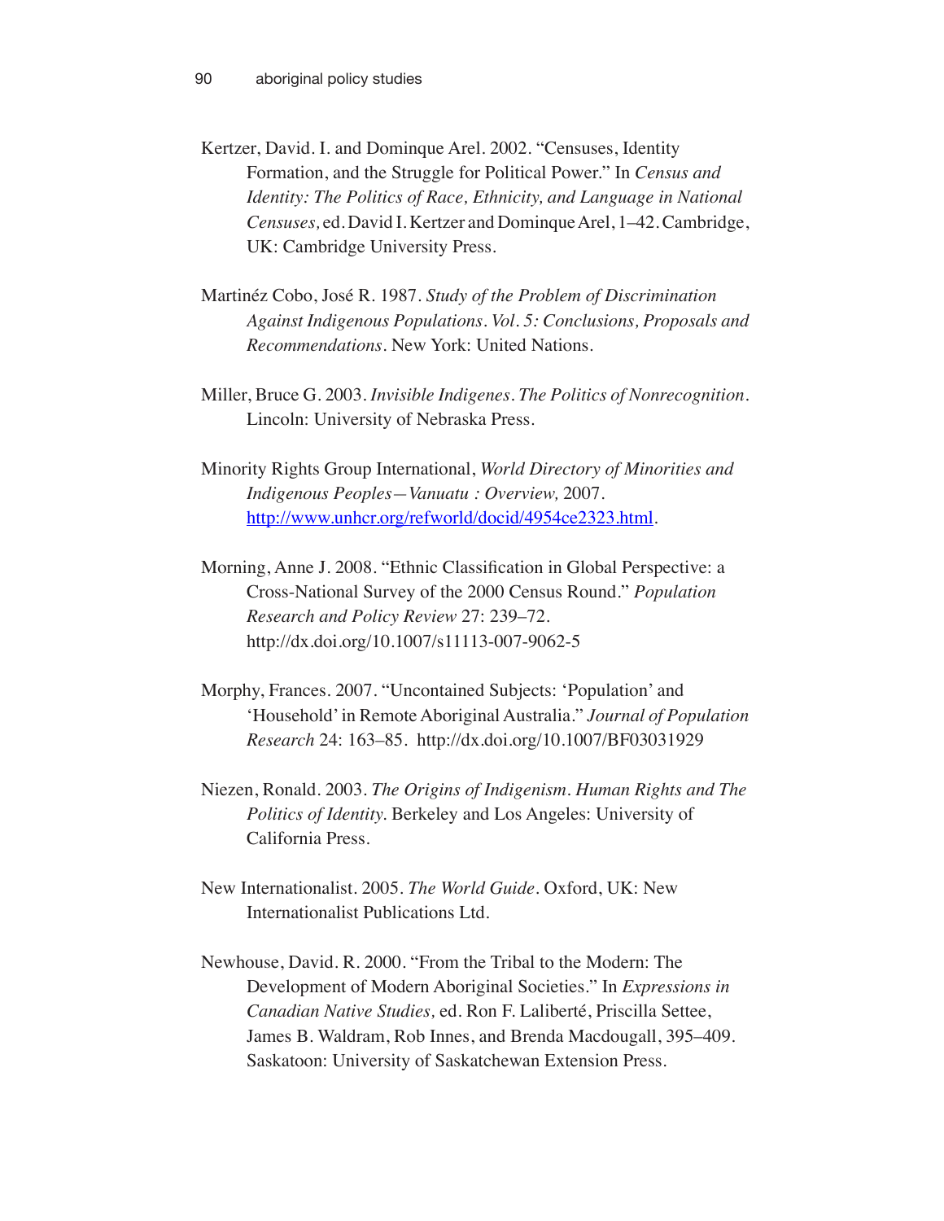Kertzer, David. I. and Dominque Arel. 2002. "Censuses, Identity Formation, and the Struggle for Political Power." In *Census and Identity: The Politics of Race, Ethnicity, and Language in National Censuses,* ed. David I. Kertzer and Dominque Arel, 1–42. Cambridge, UK: Cambridge University Press.

Martinéz Cobo, José R. 1987. *Study of the Problem of Discrimination Against Indigenous Populations. Vol. 5: Conclusions, Proposals and Recommendations*. New York: United Nations.

Miller, Bruce G. 2003. *Invisible Indigenes. The Politics of Nonrecognition*. Lincoln: University of Nebraska Press.

Minority Rights Group International, *World Directory of Minorities and Indigenous Peoples—Vanuatu : Overview,* 2007. http://www.unhcr.org/refworld/docid/4954ce2323.html.

Morning, Anne J. 2008. "Ethnic Classification in Global Perspective: a Cross-National Survey of the 2000 Census Round." *Population Research and Policy Review* 27: 239–72. http://dx.doi.org/10.1007/s11113-007-9062-5

Morphy, Frances. 2007. "Uncontained Subjects: 'Population' and 'Household' in Remote Aboriginal Australia." *Journal of Population Research* 24: 163–85. http://dx.doi.org/10.1007/BF03031929

Niezen, Ronald. 2003. *The Origins of Indigenism. Human Rights and The Politics of Identity*. Berkeley and Los Angeles: University of California Press.

New Internationalist. 2005. *The World Guide*. Oxford, UK: New Internationalist Publications Ltd.

Newhouse, David. R. 2000. "From the Tribal to the Modern: The Development of Modern Aboriginal Societies." In *Expressions in Canadian Native Studies,* ed. Ron F. Laliberté, Priscilla Settee, James B. Waldram, Rob Innes, and Brenda Macdougall, 395–409. Saskatoon: University of Saskatchewan Extension Press.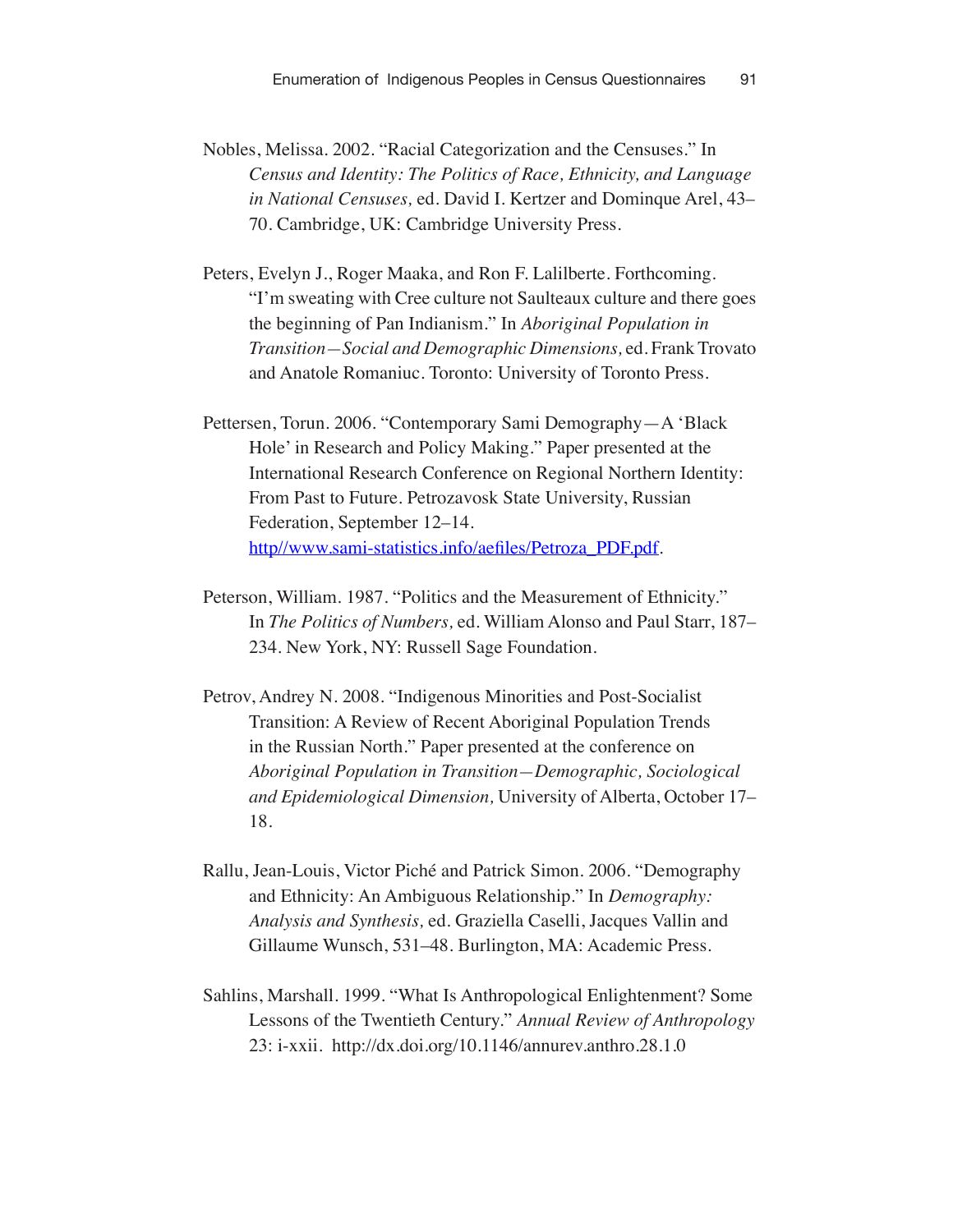Nobles, Melissa. 2002. "Racial Categorization and the Censuses." In *Census and Identity: The Politics of Race, Ethnicity, and Language in National Censuses,* ed. David I. Kertzer and Dominque Arel, 43–70. Cambridge, UK: Cambridge University Press.

Peters, Evelyn J., Roger Maaka, and Ron F. Lalilberte. Forthcoming. "I'm sweating with Cree culture not Saulteaux culture and there goes the beginning of Pan Indianism." In *Aboriginal Population in Transition—Social and Demographic Dimensions,* ed. Frank Trovato and Anatole Romaniuc. Toronto: University of Toronto Press.

Pettersen, Torun. 2006. "Contemporary Sami Demography—A 'Black Hole' in Research and Policy Making." Paper presented at the International Research Conference on Regional Northern Identity: From Past to Future. Petrozavosk State University, Russian Federation, September 12–14. http//www.sami-statistics.info/aefiles/Petroza_PDF.pdf.

Peterson, William. 1987. "Politics and the Measurement of Ethnicity." In *The Politics of Numbers,* ed. William Alonso and Paul Starr, 187–234. New York, NY: Russell Sage Foundation.

Petrov, Andrey N. 2008. "Indigenous Minorities and Post-Socialist Transition: A Review of Recent Aboriginal Population Trends in the Russian North." Paper presented at the conference on *Aboriginal Population in Transition—Demographic, Sociological and Epidemiological Dimension,* University of Alberta, October 17–18.

Rallu, Jean-Louis, Victor Piché and Patrick Simon. 2006. "Demography and Ethnicity: An Ambiguous Relationship." In *Demography: Analysis and Synthesis,* ed. Graziella Caselli, Jacques Vallin and Gillaume Wunsch, 531–48. Burlington, MA: Academic Press.

Sahlins, Marshall. 1999. "What Is Anthropological Enlightenment? Some Lessons of the Twentieth Century." *Annual Review of Anthropology* 23: i-xxii. http://dx.doi.org/10.1146/annurev.anthro.28.1.0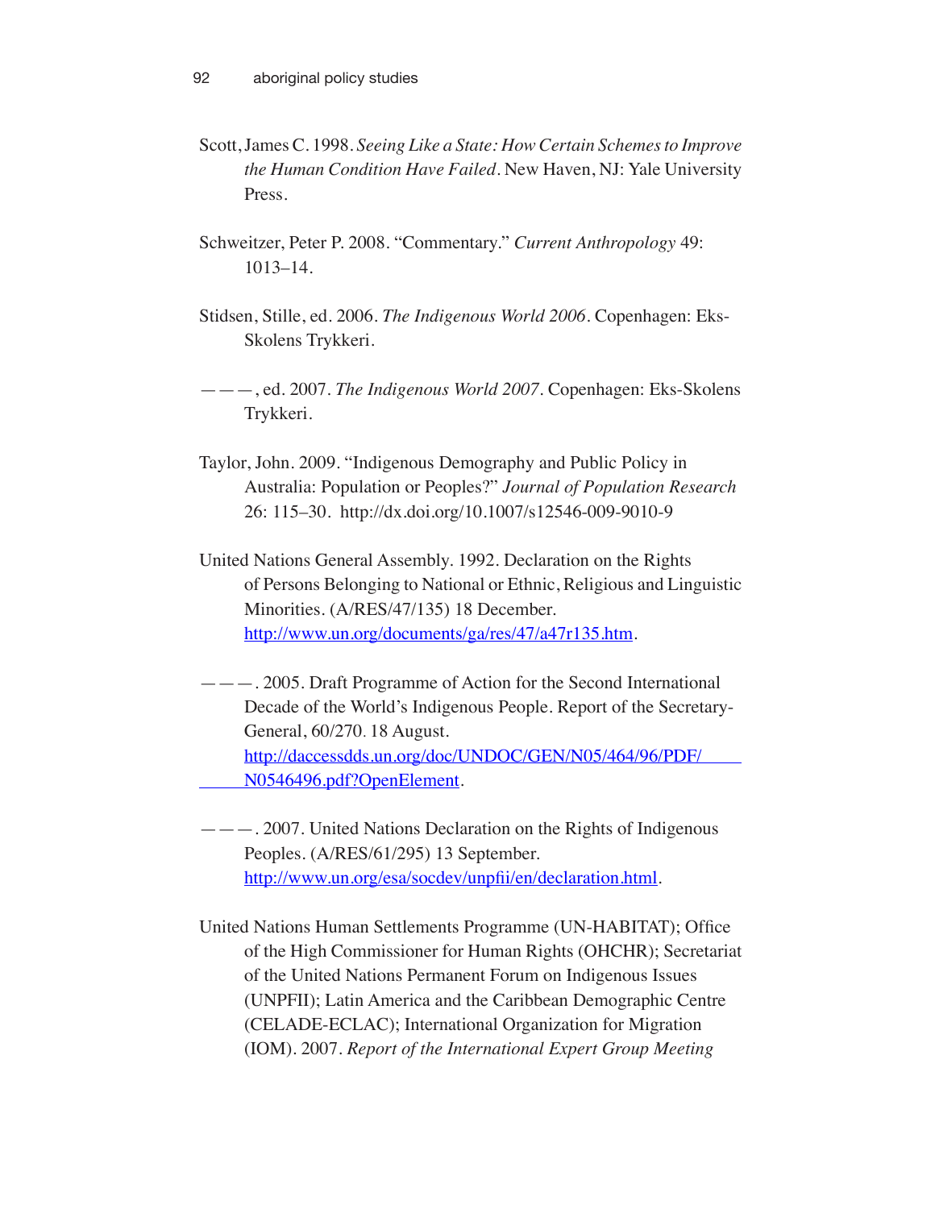Scott, James C. 1998. *Seeing Like a State: How Certain Schemes to Improve the Human Condition Have Failed*. New Haven, NJ: Yale University Press.

Schweitzer, Peter P. 2008. "Commentary." *Current Anthropology* 49: 1013–14.

Stidsen, Stille, ed. 2006. *The Indigenous World 2006*. Copenhagen: Eks-Skolens Trykkeri.

———, ed. 2007. *The Indigenous World 2007*. Copenhagen: Eks-Skolens Trykkeri.

Taylor, John. 2009. "Indigenous Demography and Public Policy in Australia: Population or Peoples?" *Journal of Population Research* 26: 115–30. http://dx.doi.org/10.1007/s12546-009-9010-9

United Nations General Assembly. 1992. Declaration on the Rights of Persons Belonging to National or Ethnic, Religious and Linguistic Minorities. (A/RES/47/135) 18 December. http://www.un.org/documents/ga/res/47/a47r135.htm.

———. 2005. Draft Programme of Action for the Second International Decade of the World's Indigenous People. Report of the Secretary-General, 60/270. 18 August. http://daccessdds.un.org/doc/UNDOC/GEN/N05/464/96/PDF/N0546496.pdf?OpenElement.

———. 2007. United Nations Declaration on the Rights of Indigenous Peoples. (A/RES/61/295) 13 September. http://www.un.org/esa/socdev/unpfii/en/declaration.html.

United Nations Human Settlements Programme (UN-HABITAT); Office of the High Commissioner for Human Rights (OHCHR); Secretariat of the United Nations Permanent Forum on Indigenous Issues (UNPFII); Latin America and the Caribbean Demographic Centre (CELADE-ECLAC); International Organization for Migration (IOM). 2007. *Report of the International Expert Group Meeting*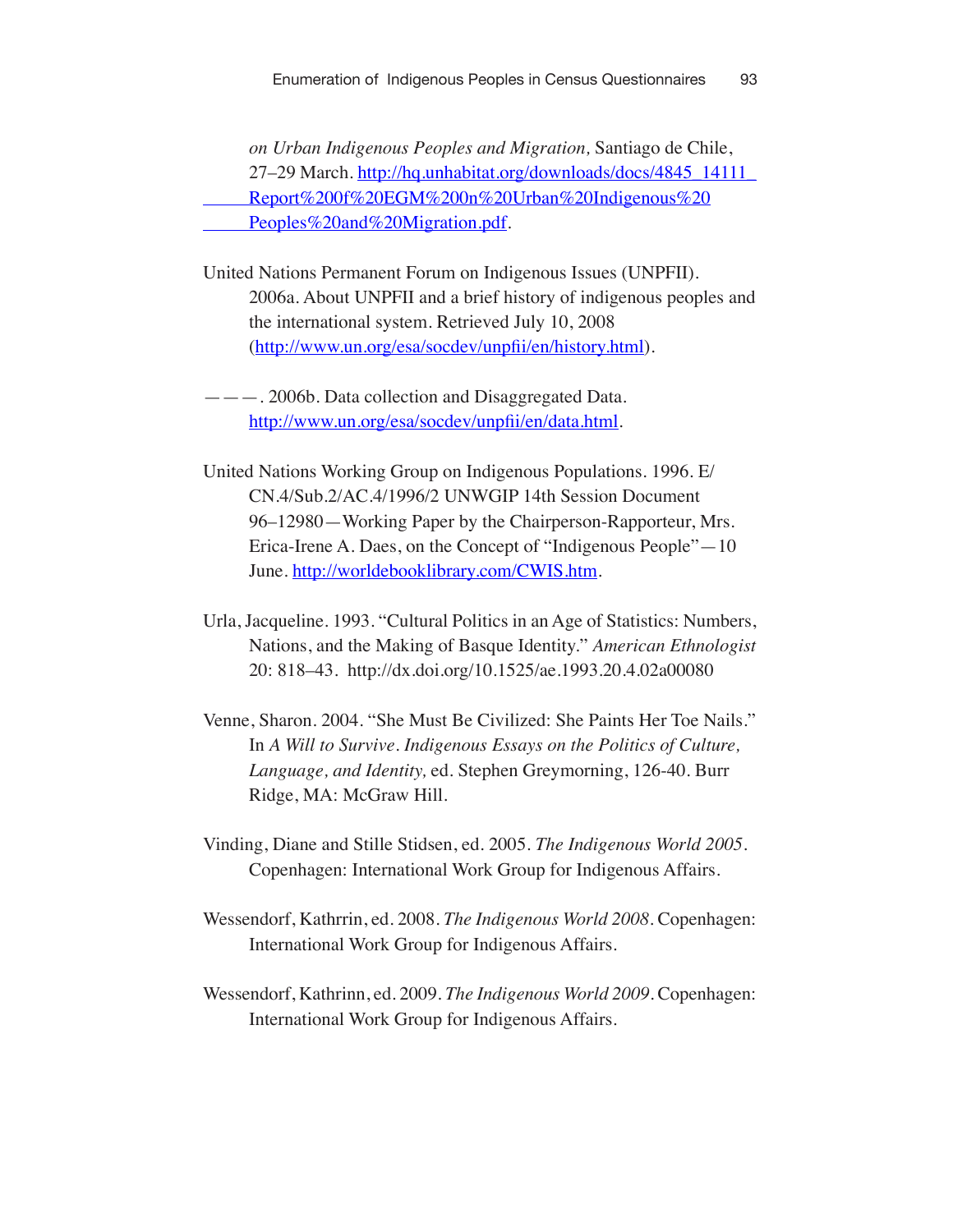*on Urban Indigenous Peoples and Migration,* Santiago de Chile, 27–29 March. http://hq.unhabitat.org/downloads/docs/4845_14111_Report%200f%20EGM%200n%20Urban%20Indigenous%20Peoples%20and%20Migration.pdf.

United Nations Permanent Forum on Indigenous Issues (UNPFII). 2006a. About UNPFII and a brief history of indigenous peoples and the international system. Retrieved July 10, 2008 (http://www.un.org/esa/socdev/unpfii/en/history.html).

———. 2006b. Data collection and Disaggregated Data. http://www.un.org/esa/socdev/unpfii/en/data.html.

United Nations Working Group on Indigenous Populations. 1996. E/CN.4/Sub.2/AC.4/1996/2 UNWGIP 14th Session Document 96–12980—Working Paper by the Chairperson-Rapporteur, Mrs. Erica-Irene A. Daes, on the Concept of "Indigenous People"—10 June. http://worldebooklibrary.com/CWIS.htm.

Urla, Jacqueline. 1993. "Cultural Politics in an Age of Statistics: Numbers, Nations, and the Making of Basque Identity." *American Ethnologist* 20: 818–43. http://dx.doi.org/10.1525/ae.1993.20.4.02a00080

Venne, Sharon. 2004. "She Must Be Civilized: She Paints Her Toe Nails." In *A Will to Survive. Indigenous Essays on the Politics of Culture, Language, and Identity,* ed. Stephen Greymorning, 126-40. Burr Ridge, MA: McGraw Hill.

Vinding, Diane and Stille Stidsen, ed. 2005. *The Indigenous World 2005.* Copenhagen: International Work Group for Indigenous Affairs.

Wessendorf, Kathrrin, ed. 2008. *The Indigenous World 2008.* Copenhagen: International Work Group for Indigenous Affairs.

Wessendorf, Kathrinn, ed. 2009. *The Indigenous World 2009.* Copenhagen: International Work Group for Indigenous Affairs.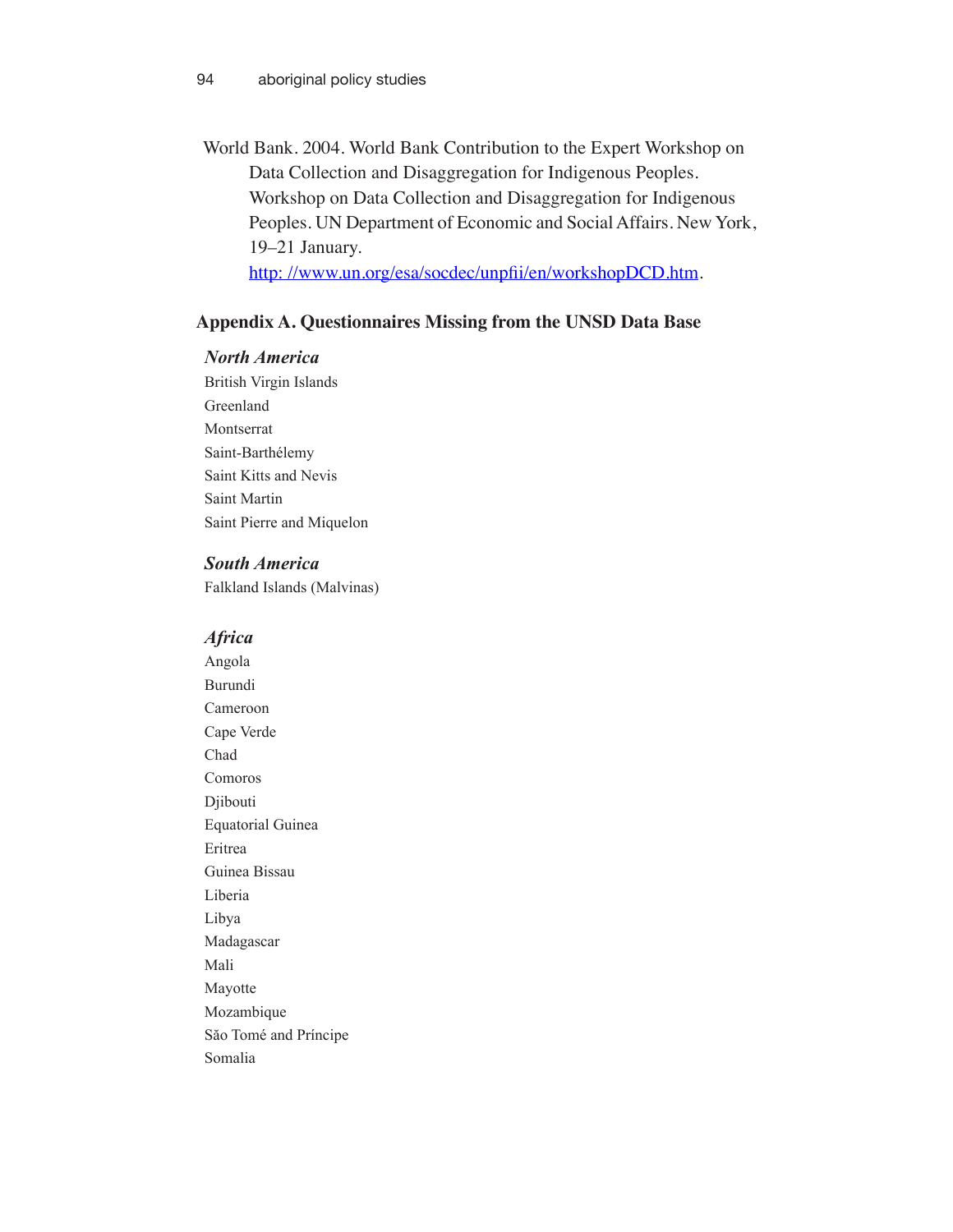World Bank. 2004. World Bank Contribution to the Expert Workshop on Data Collection and Disaggregation for Indigenous Peoples. Workshop on Data Collection and Disaggregation for Indigenous Peoples. UN Department of Economic and Social Affairs. New York, 19–21 January. http: //www.un.org/esa/socdec/unpfii/en/workshopDCD.htm.

## Appendix A. Questionnaires Missing from the UNSD Data Base

### *North America*

British Virgin Islands
Greenland
Montserrat
Saint-Barthélemy
Saint Kitts and Nevis
Saint Martin
Saint Pierre and Miquelon

### *South America*

Falkland Islands (Malvinas)

### *Africa*

Angola
Burundi
Cameroon
Cape Verde
Chad
Comoros
Djibouti
Equatorial Guinea
Eritrea
Guinea Bissau
Liberia
Libya
Madagascar
Mali
Mayotte
Mozambique
São Tomé and Príncipe
Somalia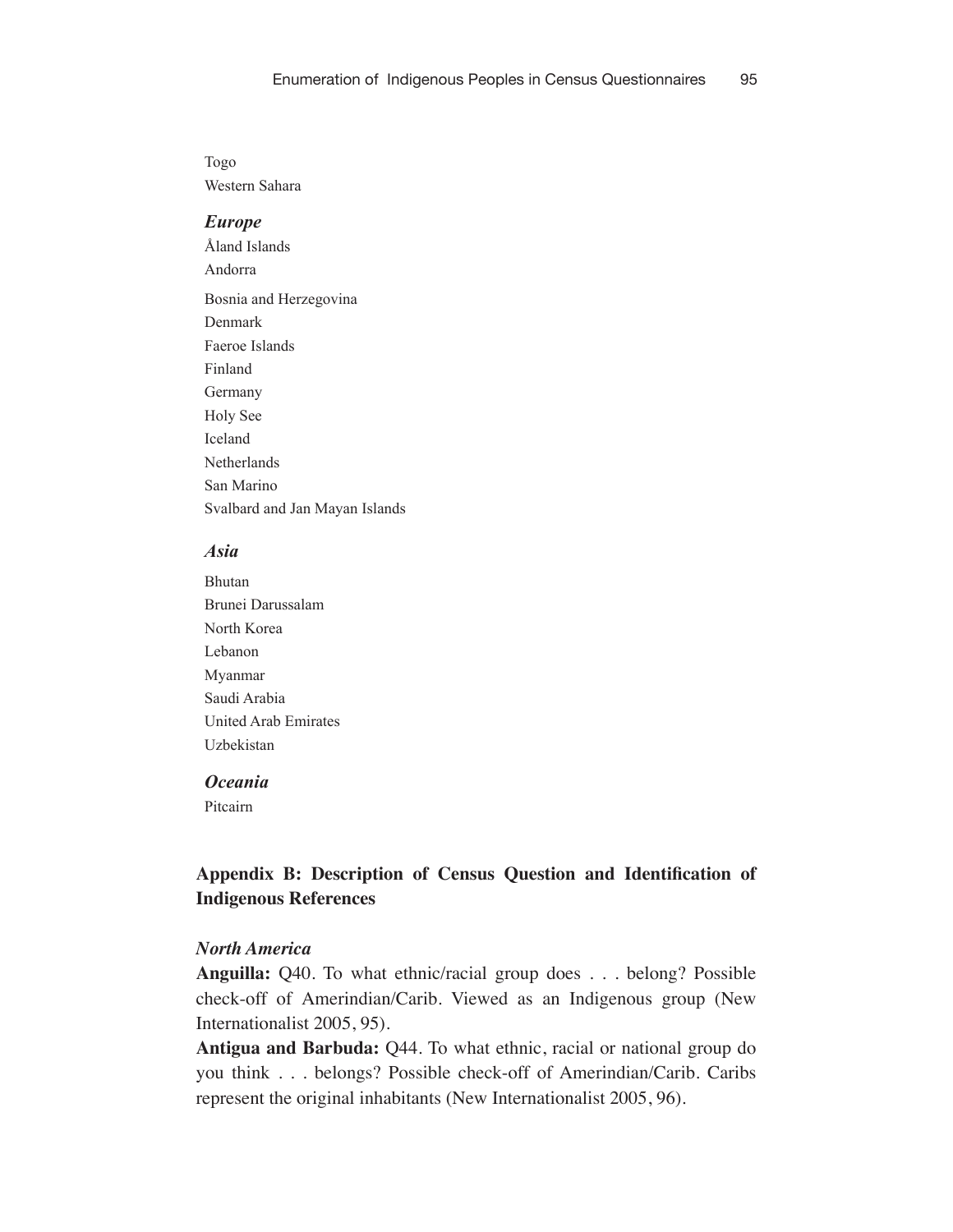Togo

Western Sahara

### *Europe*

Åland Islands

Andorra

Bosnia and Herzegovina

Denmark

Faeroe Islands

Finland

Germany

Holy See

Iceland

Netherlands

San Marino

Svalbard and Jan Mayan Islands

### *Asia*

Bhutan

Brunei Darussalam

North Korea

Lebanon

Myanmar

Saudi Arabia

United Arab Emirates

Uzbekistan

### *Oceania*

Pitcairn

## Appendix B: Description of Census Question and Identification of Indigenous References

### *North America*

**Anguilla:** Q40. To what ethnic/racial group does . . . belong? Possible check-off of Amerindian/Carib. Viewed as an Indigenous group (New Internationalist 2005, 95).

**Antigua and Barbuda:** Q44. To what ethnic, racial or national group do you think . . . belongs? Possible check-off of Amerindian/Carib. Caribs represent the original inhabitants (New Internationalist 2005, 96).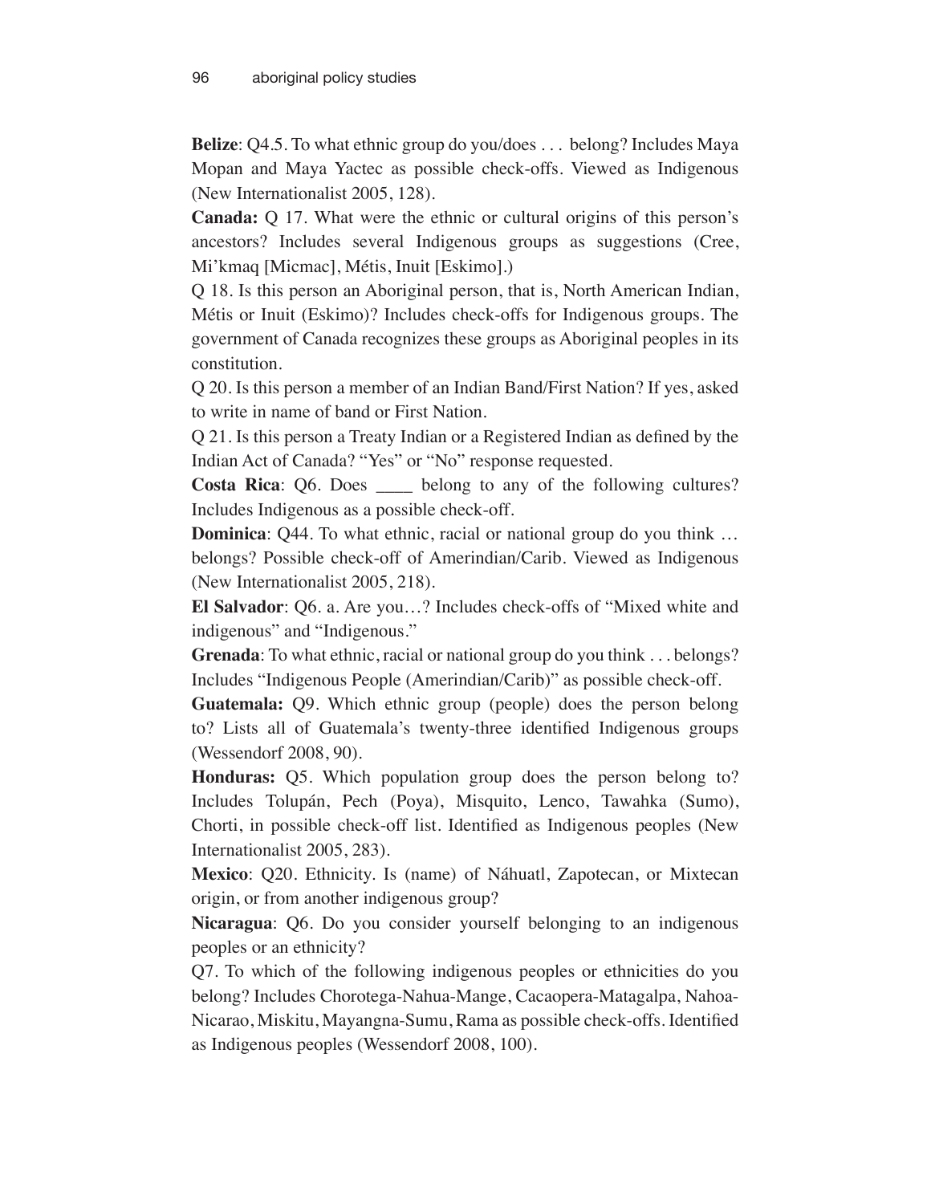**Belize**: Q4.5. To what ethnic group do you/does . . . belong? Includes Maya Mopan and Maya Yactec as possible check-offs. Viewed as Indigenous (New Internationalist 2005, 128).

**Canada:** Q 17. What were the ethnic or cultural origins of this person's ancestors? Includes several Indigenous groups as suggestions (Cree, Mi'kmaq [Micmac], Métis, Inuit [Eskimo].)

Q 18. Is this person an Aboriginal person, that is, North American Indian, Métis or Inuit (Eskimo)? Includes check-offs for Indigenous groups. The government of Canada recognizes these groups as Aboriginal peoples in its constitution.

Q 20. Is this person a member of an Indian Band/First Nation? If yes, asked to write in name of band or First Nation.

Q 21. Is this person a Treaty Indian or a Registered Indian as defined by the Indian Act of Canada? "Yes" or "No" response requested.

**Costa Rica**: Q6. Does ____ belong to any of the following cultures? Includes Indigenous as a possible check-off.

**Dominica**: Q44. To what ethnic, racial or national group do you think … belongs? Possible check-off of Amerindian/Carib. Viewed as Indigenous (New Internationalist 2005, 218).

**El Salvador**: Q6. a. Are you…? Includes check-offs of "Mixed white and indigenous" and "Indigenous."

**Grenada**: To what ethnic, racial or national group do you think . . . belongs? Includes "Indigenous People (Amerindian/Carib)" as possible check-off.

**Guatemala:** Q9. Which ethnic group (people) does the person belong to? Lists all of Guatemala's twenty-three identified Indigenous groups (Wessendorf 2008, 90).

**Honduras:** Q5. Which population group does the person belong to? Includes Tolupán, Pech (Poya), Misquito, Lenco, Tawahka (Sumo), Chorti, in possible check-off list. Identified as Indigenous peoples (New Internationalist 2005, 283).

**Mexico**: Q20. Ethnicity. Is (name) of Náhuatl, Zapotecan, or Mixtecan origin, or from another indigenous group?

**Nicaragua**: Q6. Do you consider yourself belonging to an indigenous peoples or an ethnicity?

Q7. To which of the following indigenous peoples or ethnicities do you belong? Includes Chorotega-Nahua-Mange, Cacaopera-Matagalpa, Nahoa-Nicarao, Miskitu, Mayangna-Sumu, Rama as possible check-offs. Identified as Indigenous peoples (Wessendorf 2008, 100).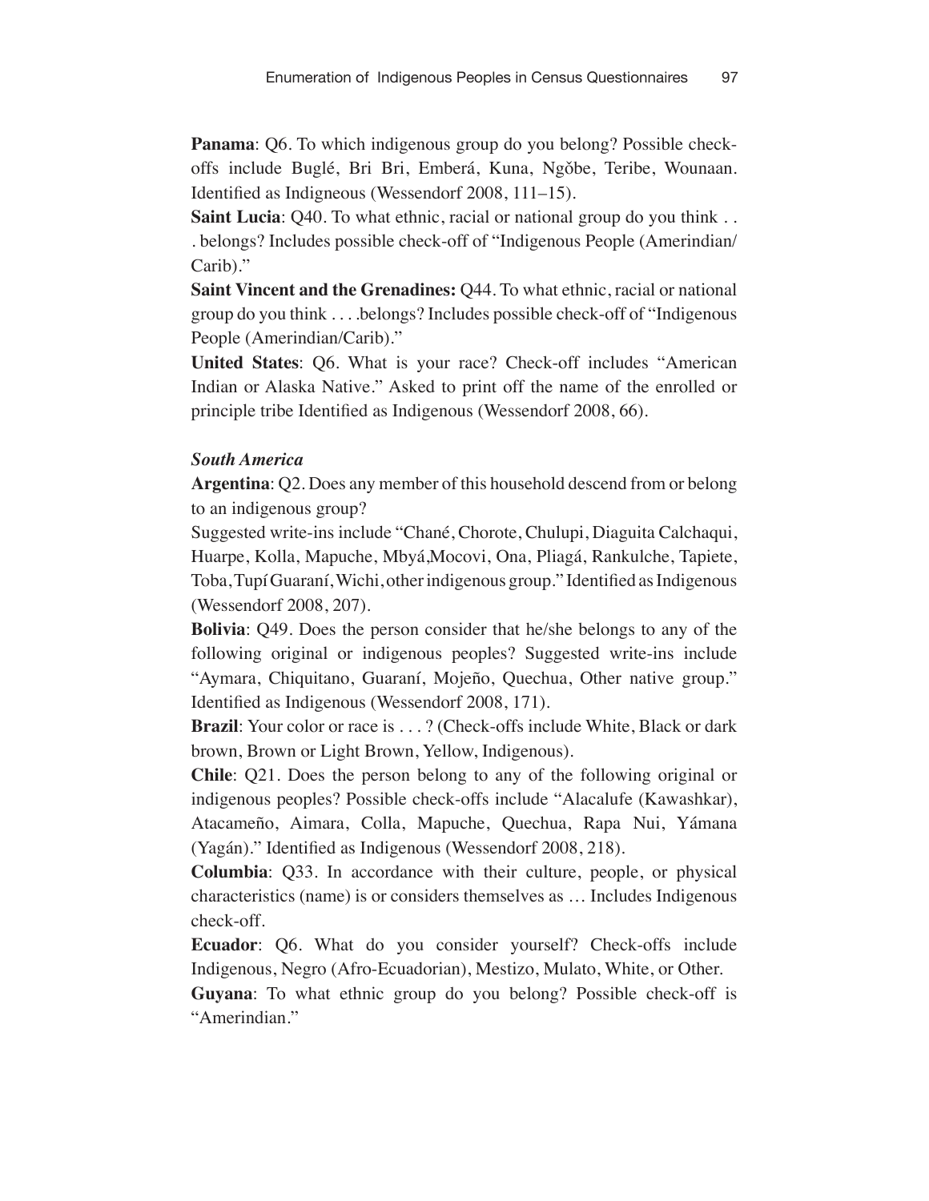**Panama**: Q6. To which indigenous group do you belong? Possible check-offs include Buglé, Bri Bri, Emberá, Kuna, Ngŏbe, Teribe, Wounaan. Identified as Indigneous (Wessendorf 2008, 111–15).

**Saint Lucia**: Q40. To what ethnic, racial or national group do you think . . . belongs? Includes possible check-off of "Indigenous People (Amerindian/Carib)."

**Saint Vincent and the Grenadines:** Q44. To what ethnic, racial or national group do you think . . . .belongs? Includes possible check-off of "Indigenous People (Amerindian/Carib)."

**United States**: Q6. What is your race? Check-off includes "American Indian or Alaska Native." Asked to print off the name of the enrolled or principle tribe Identified as Indigenous (Wessendorf 2008, 66).

***South America***

**Argentina**: Q2. Does any member of this household descend from or belong to an indigenous group?

Suggested write-ins include "Chané, Chorote, Chulupi, Diaguita Calchaqui, Huarpe, Kolla, Mapuche, Mbyá,Mocovi, Ona, Pliagá, Rankulche, Tapiete, Toba, Tupí Guaraní, Wichi, other indigenous group." Identified as Indigenous (Wessendorf 2008, 207).

**Bolivia**: Q49. Does the person consider that he/she belongs to any of the following original or indigenous peoples? Suggested write-ins include "Aymara, Chiquitano, Guaraní, Mojeño, Quechua, Other native group." Identified as Indigenous (Wessendorf 2008, 171).

**Brazil**: Your color or race is . . . ? (Check-offs include White, Black or dark brown, Brown or Light Brown, Yellow, Indigenous).

**Chile**: Q21. Does the person belong to any of the following original or indigenous peoples? Possible check-offs include "Alacalufe (Kawashkar), Atacameño, Aimara, Colla, Mapuche, Quechua, Rapa Nui, Yámana (Yagán)." Identified as Indigenous (Wessendorf 2008, 218).

**Columbia**: Q33. In accordance with their culture, people, or physical characteristics (name) is or considers themselves as … Includes Indigenous check-off.

**Ecuador**: Q6. What do you consider yourself? Check-offs include Indigenous, Negro (Afro-Ecuadorian), Mestizo, Mulato, White, or Other.

**Guyana**: To what ethnic group do you belong? Possible check-off is "Amerindian."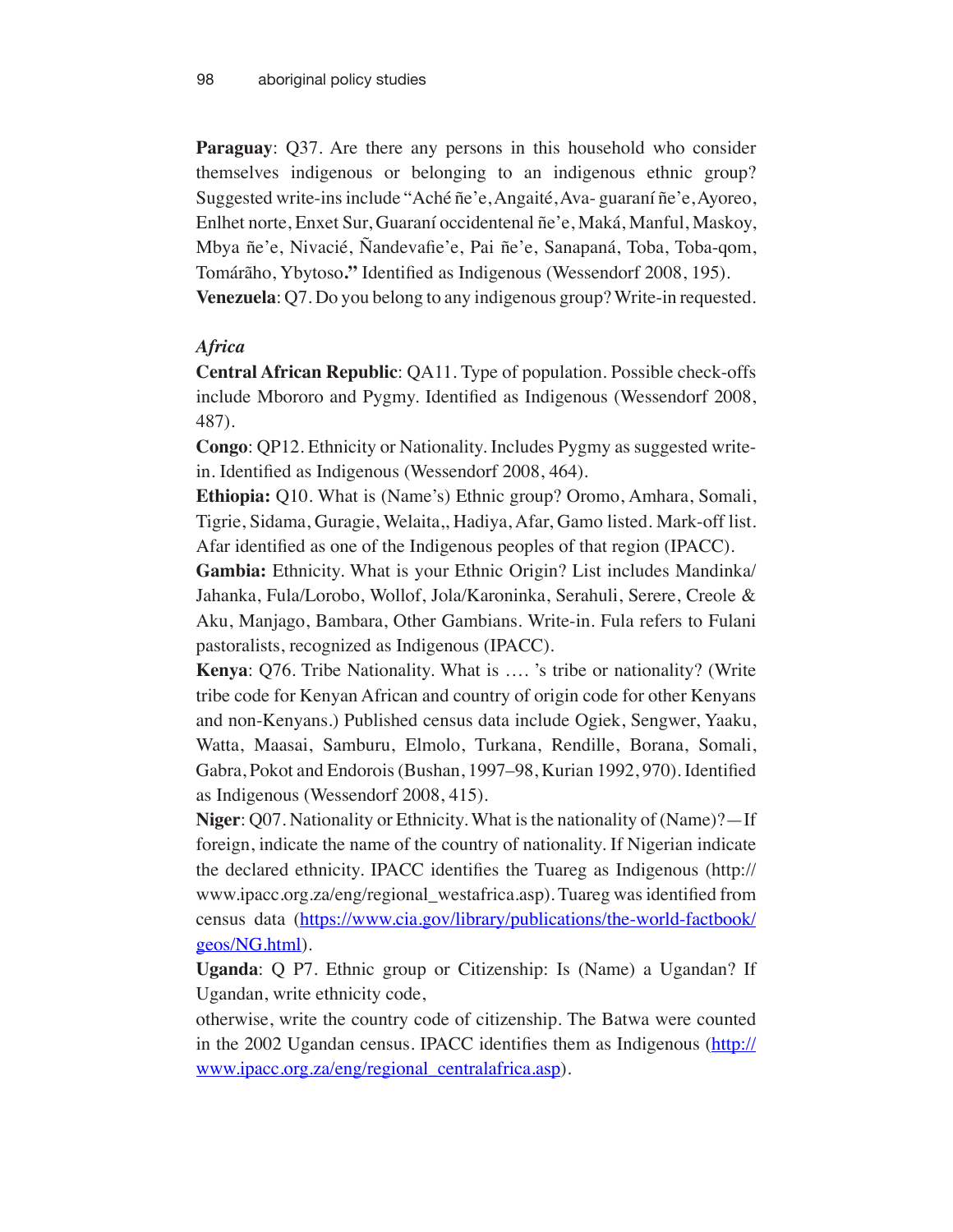**Paraguay**: Q37. Are there any persons in this household who consider themselves indigenous or belonging to an indigenous ethnic group? Suggested write-ins include "Aché ñe'e, Angaité, Ava- guaraní ñe'e, Ayoreo, Enlhet norte, Enxet Sur, Guaraní occidentenal ñe'e, Maká, Manful, Maskoy, Mbya ñe'e, Nivacié, Ñandevafie'e, Pai ñe'e, Sanapaná, Toba, Toba-qom, Tomárãho, Ybytoso**."** Identified as Indigenous (Wessendorf 2008, 195).
**Venezuela**: Q7. Do you belong to any indigenous group? Write-in requested.

*Africa*

**Central African Republic**: QA11. Type of population. Possible check-offs include Mbororo and Pygmy. Identified as Indigenous (Wessendorf 2008, 487).
**Congo**: QP12. Ethnicity or Nationality. Includes Pygmy as suggested write-in. Identified as Indigenous (Wessendorf 2008, 464).
**Ethiopia:** Q10. What is (Name's) Ethnic group? Oromo, Amhara, Somali, Tigrie, Sidama, Guragie, Welaita,, Hadiya, Afar, Gamo listed. Mark-off list. Afar identified as one of the Indigenous peoples of that region (IPACC).
**Gambia:** Ethnicity. What is your Ethnic Origin? List includes Mandinka/Jahanka, Fula/Lorobo, Wollof, Jola/Karoninka, Serahuli, Serere, Creole & Aku, Manjago, Bambara, Other Gambians. Write-in. Fula refers to Fulani pastoralists, recognized as Indigenous (IPACC).
**Kenya**: Q76. Tribe Nationality. What is …. 's tribe or nationality? (Write tribe code for Kenyan African and country of origin code for other Kenyans and non-Kenyans.) Published census data include Ogiek, Sengwer, Yaaku, Watta, Maasai, Samburu, Elmolo, Turkana, Rendille, Borana, Somali, Gabra, Pokot and Endorois (Bushan, 1997–98, Kurian 1992, 970). Identified as Indigenous (Wessendorf 2008, 415).
**Niger**: Q07. Nationality or Ethnicity. What is the nationality of (Name)?—If foreign, indicate the name of the country of nationality. If Nigerian indicate the declared ethnicity. IPACC identifies the Tuareg as Indigenous (http://www.ipacc.org.za/eng/regional_westafrica.asp). Tuareg was identified from census data (https://www.cia.gov/library/publications/the-world-factbook/geos/NG.html).
**Uganda**: Q P7. Ethnic group or Citizenship: Is (Name) a Ugandan? If Ugandan, write ethnicity code,
otherwise, write the country code of citizenship. The Batwa were counted in the 2002 Ugandan census. IPACC identifies them as Indigenous (http://www.ipacc.org.za/eng/regional_centralafrica.asp).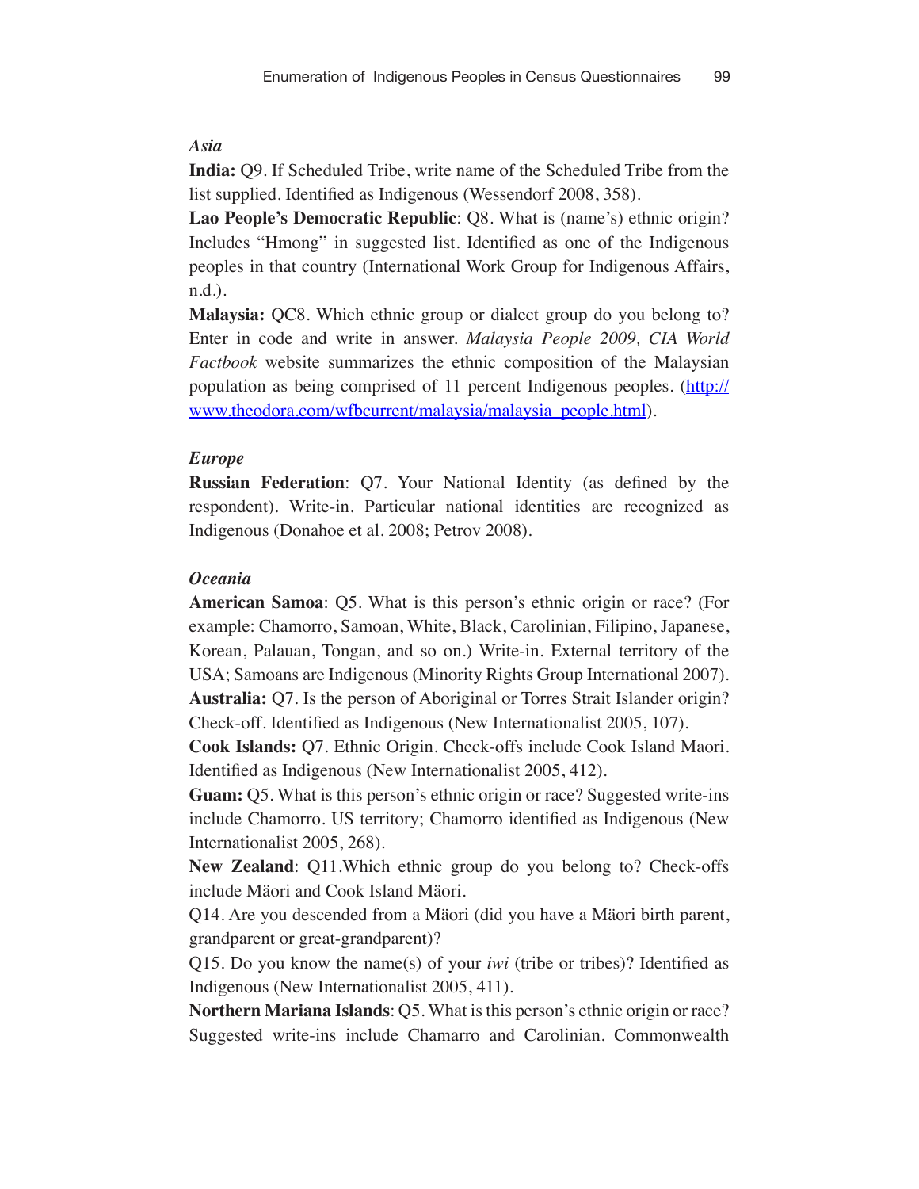### *Asia*

**India:** Q9. If Scheduled Tribe, write name of the Scheduled Tribe from the list supplied. Identified as Indigenous (Wessendorf 2008, 358).

**Lao People's Democratic Republic**: Q8. What is (name's) ethnic origin? Includes "Hmong" in suggested list. Identified as one of the Indigenous peoples in that country (International Work Group for Indigenous Affairs, n.d.).

**Malaysia:** QC8. Which ethnic group or dialect group do you belong to? Enter in code and write in answer. *Malaysia People 2009, CIA World Factbook* website summarizes the ethnic composition of the Malaysian population as being comprised of 11 percent Indigenous peoples. (http://www.theodora.com/wfbcurrent/malaysia/malaysia_people.html).

### *Europe*

**Russian Federation**: Q7. Your National Identity (as defined by the respondent). Write-in. Particular national identities are recognized as Indigenous (Donahoe et al. 2008; Petrov 2008).

### *Oceania*

**American Samoa**: Q5. What is this person's ethnic origin or race? (For example: Chamorro, Samoan, White, Black, Carolinian, Filipino, Japanese, Korean, Palauan, Tongan, and so on.) Write-in. External territory of the USA; Samoans are Indigenous (Minority Rights Group International 2007).

**Australia:** Q7. Is the person of Aboriginal or Torres Strait Islander origin? Check-off. Identified as Indigenous (New Internationalist 2005, 107).

**Cook Islands:** Q7. Ethnic Origin. Check-offs include Cook Island Maori. Identified as Indigenous (New Internationalist 2005, 412).

**Guam:** Q5. What is this person's ethnic origin or race? Suggested write-ins include Chamorro. US territory; Chamorro identified as Indigenous (New Internationalist 2005, 268).

**New Zealand**: Q11.Which ethnic group do you belong to? Check-offs include Mäori and Cook Island Mäori.

Q14. Are you descended from a Mäori (did you have a Mäori birth parent, grandparent or great-grandparent)?

Q15. Do you know the name(s) of your *iwi* (tribe or tribes)? Identified as Indigenous (New Internationalist 2005, 411).

**Northern Mariana Islands**: Q5. What is this person's ethnic origin or race? Suggested write-ins include Chamarro and Carolinian. Commonwealth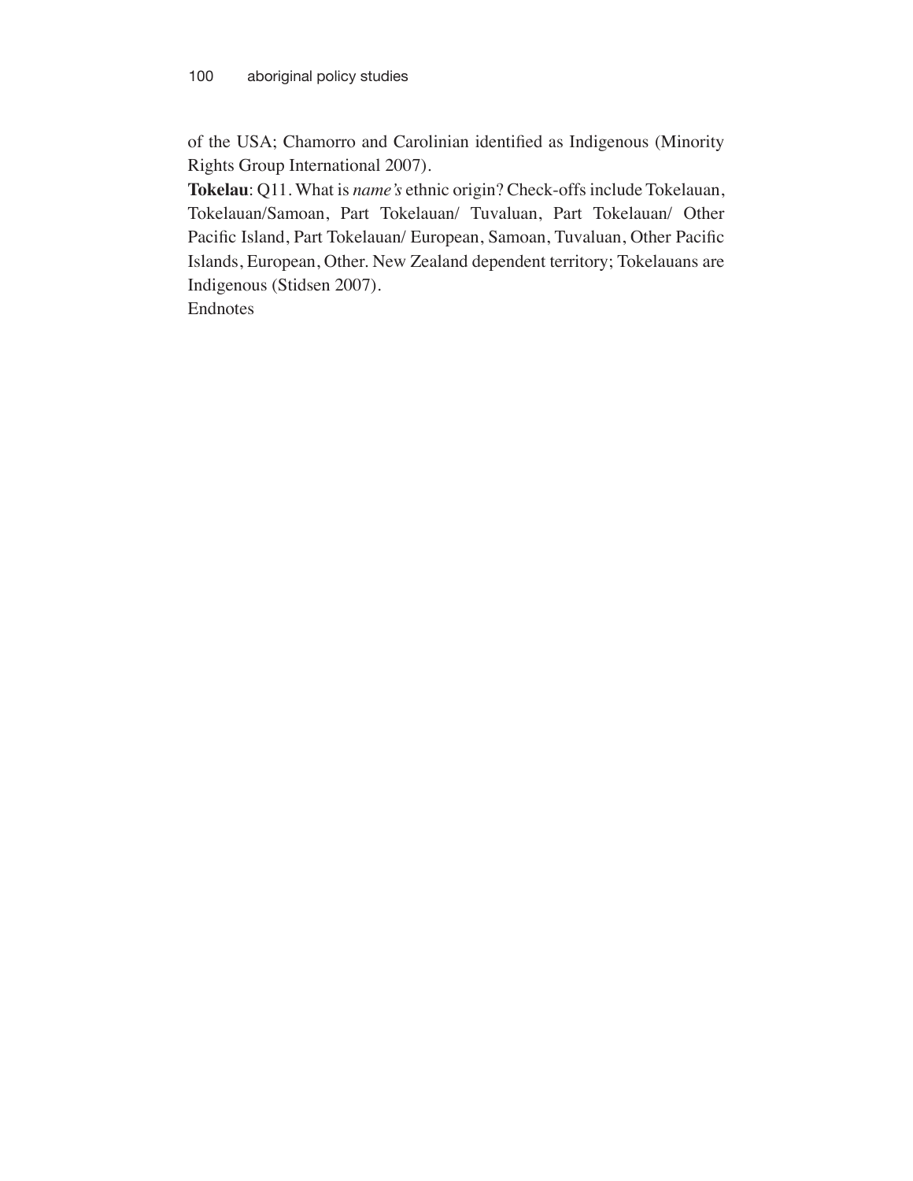of the USA; Chamorro and Carolinian identified as Indigenous (Minority Rights Group International 2007).

**Tokelau**: Q11. What is *name's* ethnic origin? Check-offs include Tokelauan, Tokelauan/Samoan, Part Tokelauan/ Tuvaluan, Part Tokelauan/ Other Pacific Island, Part Tokelauan/ European, Samoan, Tuvaluan, Other Pacific Islands, European, Other. New Zealand dependent territory; Tokelauans are Indigenous (Stidsen 2007).

Endnotes